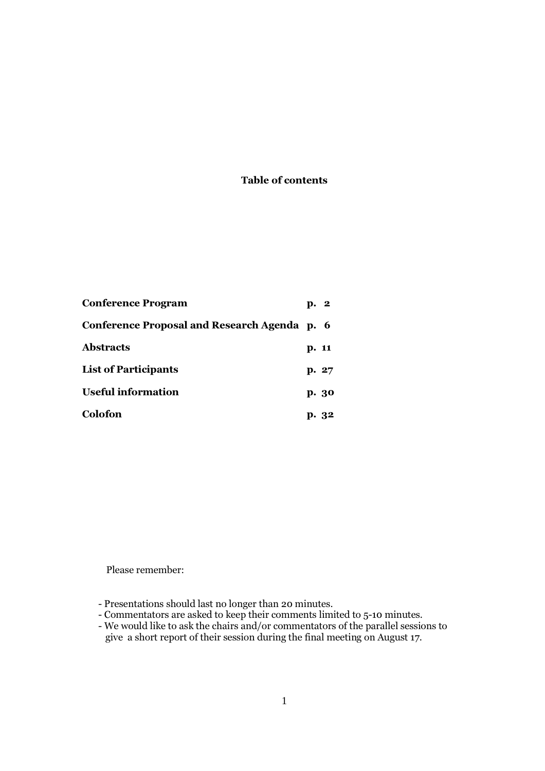**Table of contents**

| | |
|---|---|
| **Conference Program** | **p. 2** |
| **Conference Proposal and Research Agenda** | **p. 6** |
| **Abstracts** | **p. 11** |
| **List of Participants** | **p. 27** |
| **Useful information** | **p. 30** |
| **Colofon** | **p. 32** |

Please remember:

- Presentations should last no longer than 20 minutes.
- Commentators are asked to keep their comments limited to 5-10 minutes.
- We would like to ask the chairs and/or commentators of the parallel sessions to give a short report of their session during the final meeting on August 17.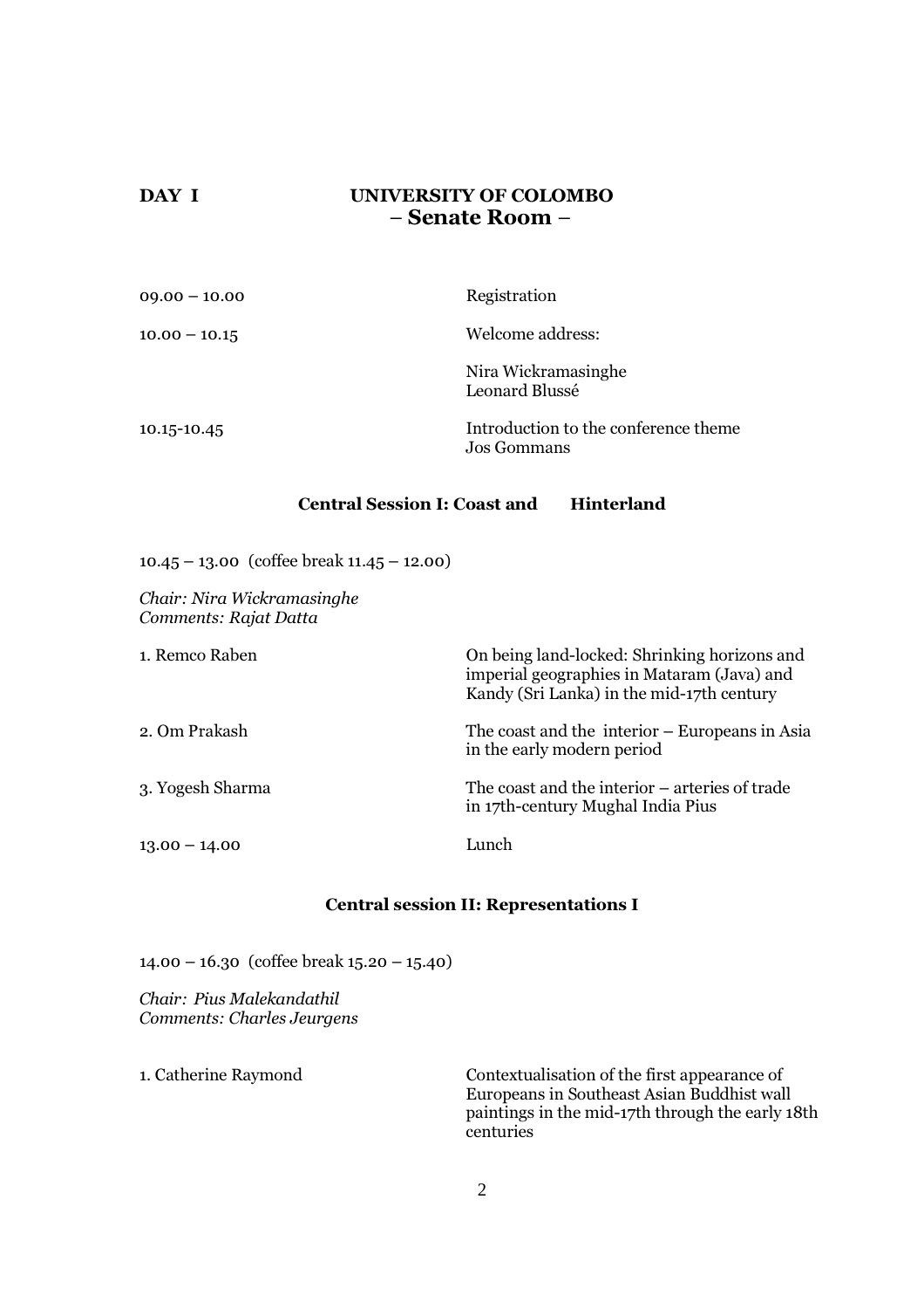**DAY I** **UNIVERSITY OF COLOMBO**
**– Senate Room –**

| | |
|---|---|
| 09.00 – 10.00 | Registration |
| 10.00 – 10.15 | Welcome address:<br><br>Nira Wickramasinghe<br>Leonard Blussé |
| 10.15-10.45 | Introduction to the conference theme<br>Jos Gommans |

**Central Session I: Coast and Hinterland**

10.45 – 13.00 (coffee break 11.45 – 12.00)

*Chair: Nira Wickramasinghe*
*Comments: Rajat Datta*

| | |
|---|---|
| 1. Remco Raben | On being land-locked: Shrinking horizons and imperial geographies in Mataram (Java) and Kandy (Sri Lanka) in the mid-17th century |
| 2. Om Prakash | The coast and the interior – Europeans in Asia in the early modern period |
| 3. Yogesh Sharma | The coast and the interior – arteries of trade in 17th-century Mughal India Pius |
| 13.00 – 14.00 | Lunch |

**Central session II: Representations I**

14.00 – 16.30 (coffee break 15.20 – 15.40)

*Chair: Pius Malekandathil*
*Comments: Charles Jeurgens*

| | |
|---|---|
| 1. Catherine Raymond | Contextualisation of the first appearance of Europeans in Southeast Asian Buddhist wall paintings in the mid-17th through the early 18th centuries |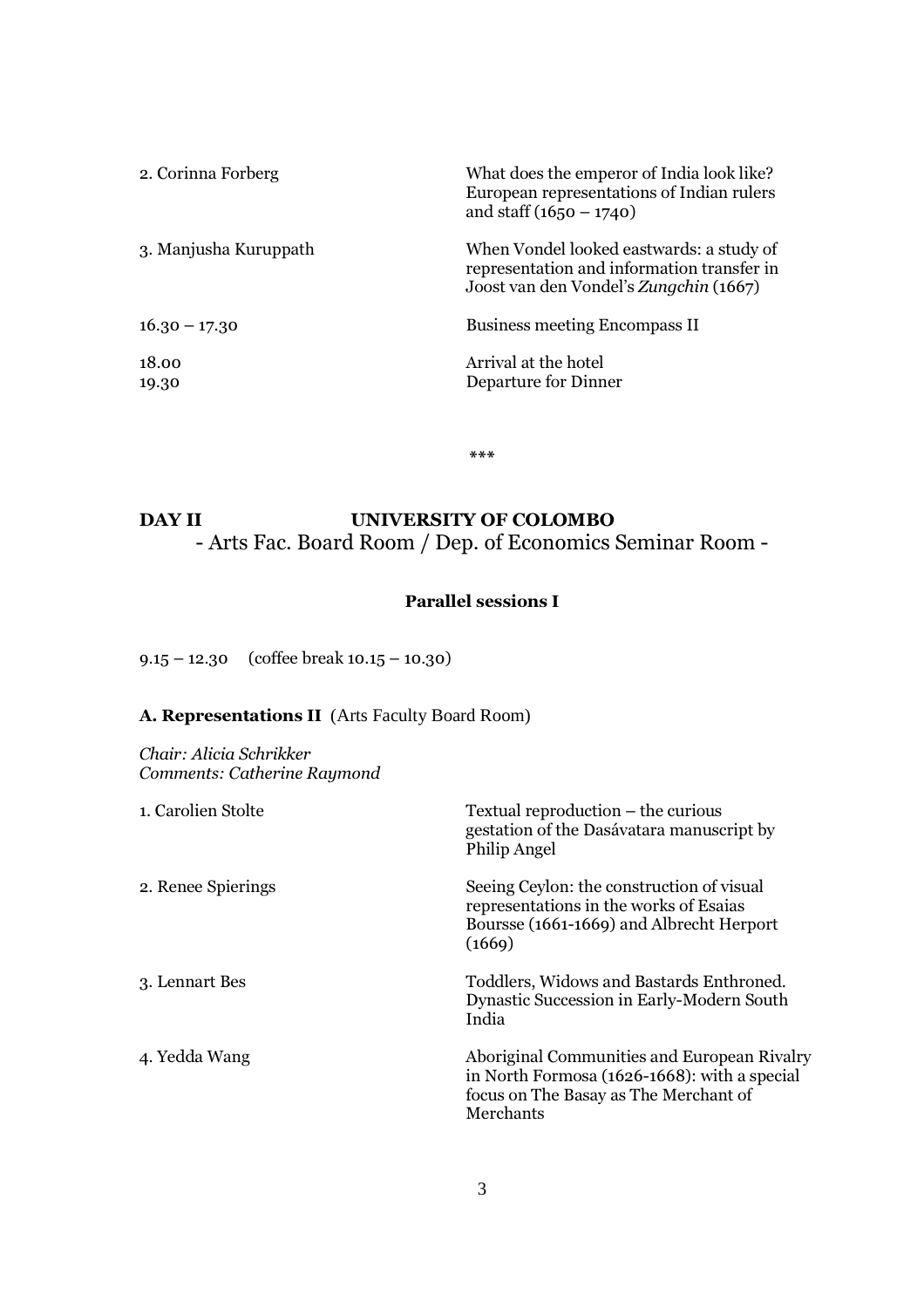| | |
|---|---|
| 2. Corinna Forberg | What does the emperor of India look like? European representations of Indian rulers and staff (1650 – 1740) |
| 3. Manjusha Kuruppath | When Vondel looked eastwards: a study of representation and information transfer in Joost van den Vondel's *Zungchin* (1667) |
| 16.30 – 17.30 | Business meeting Encompass II |
| 18.00 | Arrival at the hotel |
| 19.30 | Departure for Dinner |

\*\*\*

## DAY II UNIVERSITY OF COLOMBO

- Arts Fac. Board Room / Dep. of Economics Seminar Room -

### Parallel sessions I

9.15 – 12.30 (coffee break 10.15 – 10.30)

**A. Representations II** (Arts Faculty Board Room)

*Chair: Alicia Schrikker*
*Comments: Catherine Raymond*

| | |
|---|---|
| 1. Carolien Stolte | Textual reproduction – the curious gestation of the Dasávatara manuscript by Philip Angel |
| 2. Renee Spierings | Seeing Ceylon: the construction of visual representations in the works of Esaias Boursse (1661-1669) and Albrecht Herport (1669) |
| 3. Lennart Bes | Toddlers, Widows and Bastards Enthroned. Dynastic Succession in Early-Modern South India |
| 4. Yedda Wang | Aboriginal Communities and European Rivalry in North Formosa (1626-1668): with a special focus on The Basay as The Merchant of Merchants |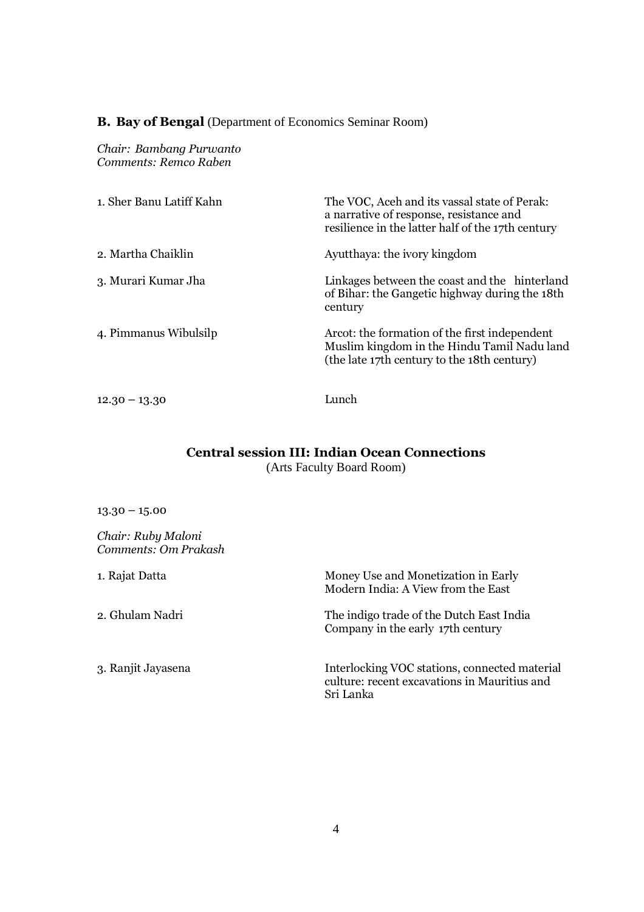### **B. Bay of Bengal** (Department of Economics Seminar Room)

*Chair: Bambang Purwanto*
*Comments: Remco Raben*

| | |
|---|---|
| 1. Sher Banu Latiff Kahn | The VOC, Aceh and its vassal state of Perak: a narrative of response, resistance and resilience in the latter half of the 17th century |
| 2. Martha Chaiklin | Ayutthaya: the ivory kingdom |
| 3. Murari Kumar Jha | Linkages between the coast and the hinterland of Bihar: the Gangetic highway during the 18th century |
| 4. Pimmanus Wibulsilp | Arcot: the formation of the first independent Muslim kingdom in the Hindu Tamil Nadu land (the late 17th century to the 18th century) |
| 12.30 – 13.30 | Lunch |

## **Central session III: Indian Ocean Connections**

(Arts Faculty Board Room)

13.30 – 15.00

*Chair: Ruby Maloni*
*Comments: Om Prakash*

| | |
|---|---|
| 1. Rajat Datta | Money Use and Monetization in Early Modern India: A View from the East |
| 2. Ghulam Nadri | The indigo trade of the Dutch East India Company in the early 17th century |
| 3. Ranjit Jayasena | Interlocking VOC stations, connected material culture: recent excavations in Mauritius and Sri Lanka |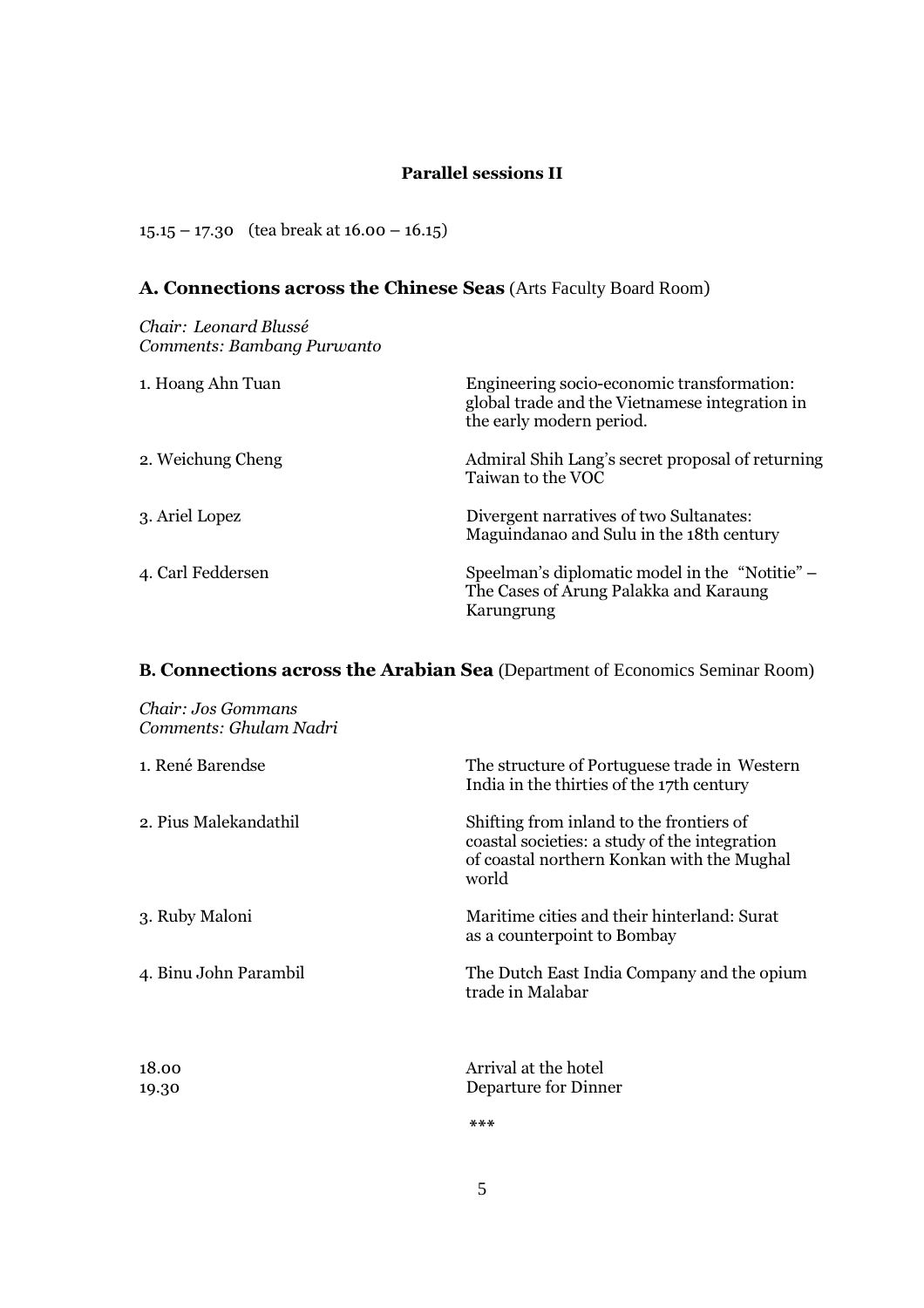**Parallel sessions II**

15.15 – 17.30 (tea break at 16.00 – 16.15)

## A. Connections across the Chinese Seas (Arts Faculty Board Room)

*Chair: Leonard Blussé*
*Comments: Bambang Purwanto*

| | |
|---|---|
| 1. Hoang Ahn Tuan | Engineering socio-economic transformation: global trade and the Vietnamese integration in the early modern period. |
| 2. Weichung Cheng | Admiral Shih Lang's secret proposal of returning Taiwan to the VOC |
| 3. Ariel Lopez | Divergent narratives of two Sultanates: Maguindanao and Sulu in the 18th century |
| 4. Carl Feddersen | Speelman's diplomatic model in the "Notitie" – The Cases of Arung Palakka and Karaung Karungrung |

## B. Connections across the Arabian Sea (Department of Economics Seminar Room)

*Chair: Jos Gommans*
*Comments: Ghulam Nadri*

| | |
|---|---|
| 1. René Barendse | The structure of Portuguese trade in Western India in the thirties of the 17th century |
| 2. Pius Malekandathil | Shifting from inland to the frontiers of coastal societies: a study of the integration of coastal northern Konkan with the Mughal world |
| 3. Ruby Maloni | Maritime cities and their hinterland: Surat as a counterpoint to Bombay |
| 4. Binu John Parambil | The Dutch East India Company and the opium trade in Malabar |

| | |
|---|---|
| 18.00 | Arrival at the hotel |
| 19.30 | Departure for Dinner |

***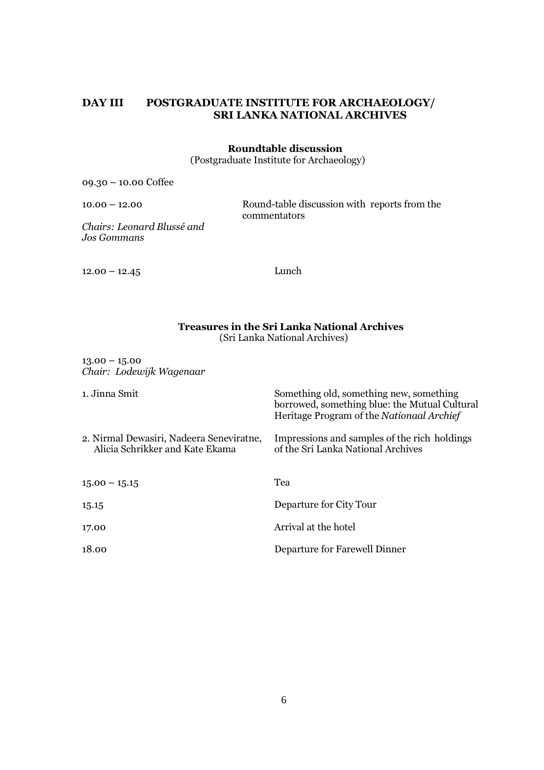## DAY III POSTGRADUATE INSTITUTE FOR ARCHAEOLOGY/ SRI LANKA NATIONAL ARCHIVES

### Roundtable discussion

(Postgraduate Institute for Archaeology)

09.30 – 10.00 Coffee

| | |
|---|---|
| 10.00 – 12.00 | Round-table discussion with reports from the commentators |
| *Chairs: Leonard Blussé and Jos Gommans* | |
| 12.00 – 12.45 | Lunch |

### Treasures in the Sri Lanka National Archives

(Sri Lanka National Archives)

13.00 – 15.00
*Chair: Lodewijk Wagenaar*

| | |
|---|---|
| 1. Jinna Smit | Something old, something new, something borrowed, something blue: the Mutual Cultural Heritage Program of the *Nationaal Archief* |
| 2. Nirmal Dewasiri, Nadeera Seneviratne, Alicia Schrikker and Kate Ekama | Impressions and samples of the rich holdings of the Sri Lanka National Archives |
| 15.00 – 15.15 | Tea |
| 15.15 | Departure for City Tour |
| 17.00 | Arrival at the hotel |
| 18.00 | Departure for Farewell Dinner |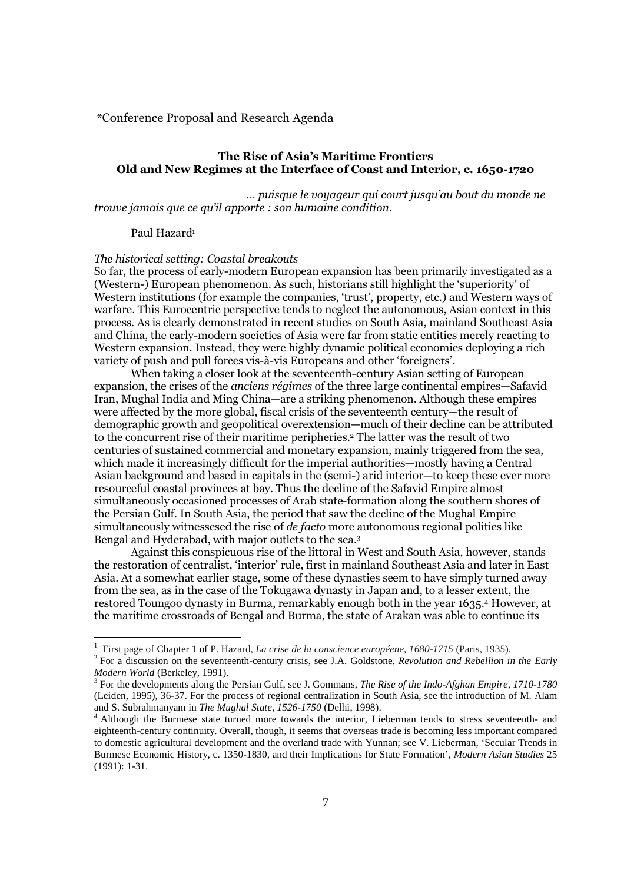\*Conference Proposal and Research Agenda

## The Rise of Asia's Maritime Frontiers
## Old and New Regimes at the Interface of Coast and Interior, c. 1650-1720

*… puisque le voyageur qui court jusqu'au bout du monde ne trouve jamais que ce qu'il apporte : son humaine condition.*

Paul Hazard[1]

*The historical setting: Coastal breakouts*

So far, the process of early-modern European expansion has been primarily investigated as a (Western-) European phenomenon. As such, historians still highlight the 'superiority' of Western institutions (for example the companies, 'trust', property, etc.) and Western ways of warfare. This Eurocentric perspective tends to neglect the autonomous, Asian context in this process. As is clearly demonstrated in recent studies on South Asia, mainland Southeast Asia and China, the early-modern societies of Asia were far from static entities merely reacting to Western expansion. Instead, they were highly dynamic political economies deploying a rich variety of push and pull forces vis-à-vis Europeans and other 'foreigners'.

When taking a closer look at the seventeenth-century Asian setting of European expansion, the crises of the *anciens régimes* of the three large continental empires—Safavid Iran, Mughal India and Ming China—are a striking phenomenon. Although these empires were affected by the more global, fiscal crisis of the seventeenth century—the result of demographic growth and geopolitical overextension—much of their decline can be attributed to the concurrent rise of their maritime peripheries.[2] The latter was the result of two centuries of sustained commercial and monetary expansion, mainly triggered from the sea, which made it increasingly difficult for the imperial authorities—mostly having a Central Asian background and based in capitals in the (semi-) arid interior—to keep these ever more resourceful coastal provinces at bay. Thus the decline of the Safavid Empire almost simultaneously occasioned processes of Arab state-formation along the southern shores of the Persian Gulf. In South Asia, the period that saw the decline of the Mughal Empire simultaneously witnessesed the rise of *de facto* more autonomous regional polities like Bengal and Hyderabad, with major outlets to the sea.[3]

Against this conspicuous rise of the littoral in West and South Asia, however, stands the restoration of centralist, 'interior' rule, first in mainland Southeast Asia and later in East Asia. At a somewhat earlier stage, some of these dynasties seem to have simply turned away from the sea, as in the case of the Tokugawa dynasty in Japan and, to a lesser extent, the restored Toungoo dynasty in Burma, remarkably enough both in the year 1635.[4] However, at the maritime crossroads of Bengal and Burma, the state of Arakan was able to continue its

---

[1] First page of Chapter 1 of P. Hazard, *La crise de la conscience européene, 1680-1715* (Paris, 1935).

[2] For a discussion on the seventeenth-century crisis, see J.A. Goldstone, *Revolution and Rebellion in the Early Modern World* (Berkeley, 1991).

[3] For the developments along the Persian Gulf, see J. Gommans, *The Rise of the Indo-Afghan Empire, 1710-1780* (Leiden, 1995), 36-37. For the process of regional centralization in South Asia, see the introduction of M. Alam and S. Subrahmanyam in *The Mughal State, 1526-1750* (Delhi, 1998).

[4] Although the Burmese state turned more towards the interior, Lieberman tends to stress seventeenth- and eighteenth-century continuity. Overall, though, it seems that overseas trade is becoming less important compared to domestic agricultural development and the overland trade with Yunnan; see V. Lieberman, 'Secular Trends in Burmese Economic History, c. 1350-1830, and their Implications for State Formation', *Modern Asian Studies* 25 (1991): 1-31.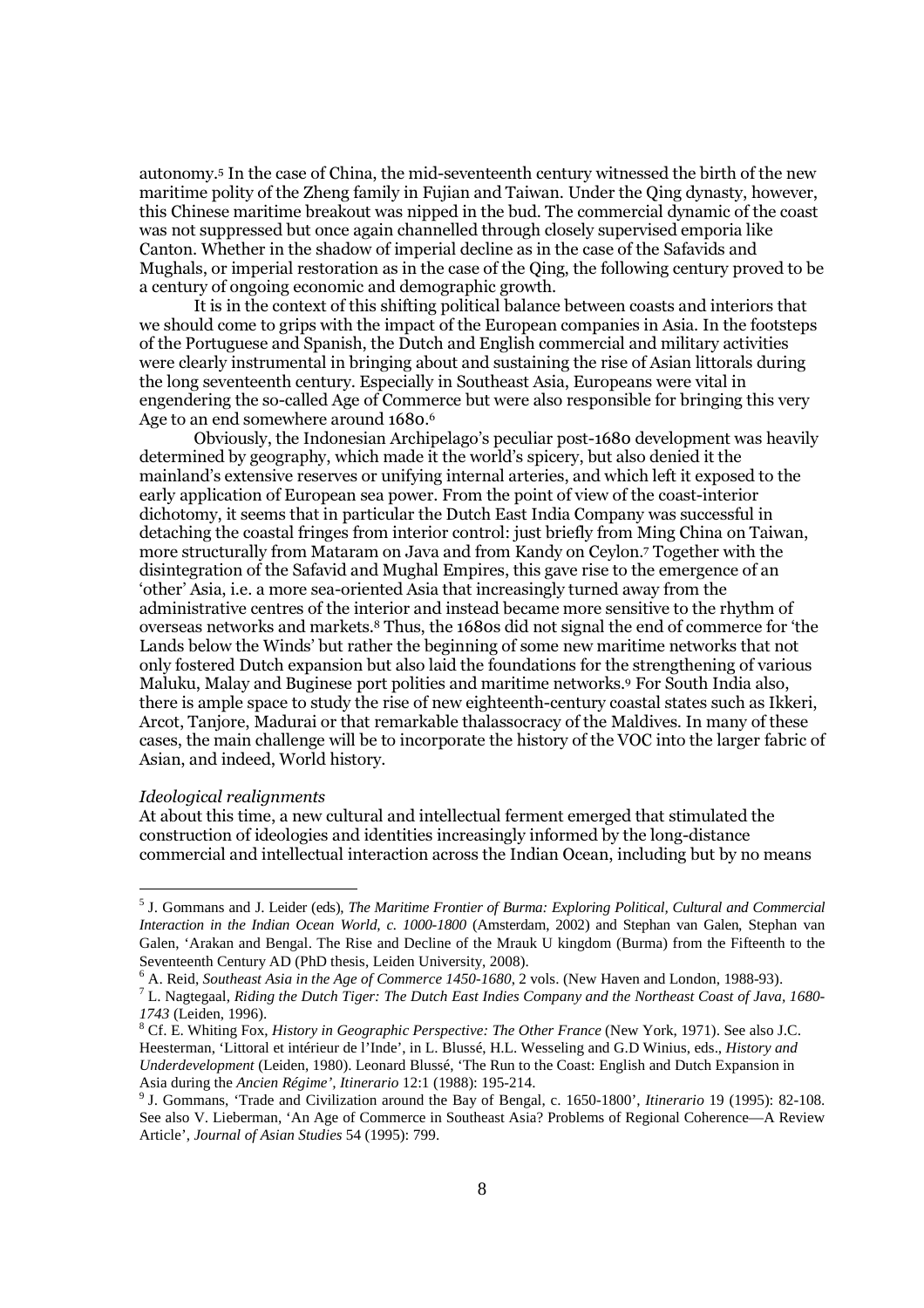autonomy.[5] In the case of China, the mid-seventeenth century witnessed the birth of the new maritime polity of the Zheng family in Fujian and Taiwan. Under the Qing dynasty, however, this Chinese maritime breakout was nipped in the bud. The commercial dynamic of the coast was not suppressed but once again channelled through closely supervised emporia like Canton. Whether in the shadow of imperial decline as in the case of the Safavids and Mughals, or imperial restoration as in the case of the Qing, the following century proved to be a century of ongoing economic and demographic growth.

It is in the context of this shifting political balance between coasts and interiors that we should come to grips with the impact of the European companies in Asia. In the footsteps of the Portuguese and Spanish, the Dutch and English commercial and military activities were clearly instrumental in bringing about and sustaining the rise of Asian littorals during the long seventeenth century. Especially in Southeast Asia, Europeans were vital in engendering the so-called Age of Commerce but were also responsible for bringing this very Age to an end somewhere around 1680.[6]

Obviously, the Indonesian Archipelago's peculiar post-1680 development was heavily determined by geography, which made it the world's spicery, but also denied it the mainland's extensive reserves or unifying internal arteries, and which left it exposed to the early application of European sea power. From the point of view of the coast-interior dichotomy, it seems that in particular the Dutch East India Company was successful in detaching the coastal fringes from interior control: just briefly from Ming China on Taiwan, more structurally from Mataram on Java and from Kandy on Ceylon.[7] Together with the disintegration of the Safavid and Mughal Empires, this gave rise to the emergence of an 'other' Asia, i.e. a more sea-oriented Asia that increasingly turned away from the administrative centres of the interior and instead became more sensitive to the rhythm of overseas networks and markets.[8] Thus, the 1680s did not signal the end of commerce for 'the Lands below the Winds' but rather the beginning of some new maritime networks that not only fostered Dutch expansion but also laid the foundations for the strengthening of various Maluku, Malay and Buginese port polities and maritime networks.[9] For South India also, there is ample space to study the rise of new eighteenth-century coastal states such as Ikkeri, Arcot, Tanjore, Madurai or that remarkable thalassocracy of the Maldives. In many of these cases, the main challenge will be to incorporate the history of the VOC into the larger fabric of Asian, and indeed, World history.

*Ideological realignments*

At about this time, a new cultural and intellectual ferment emerged that stimulated the construction of ideologies and identities increasingly informed by the long-distance commercial and intellectual interaction across the Indian Ocean, including but by no means

---

[5] J. Gommans and J. Leider (eds), *The Maritime Frontier of Burma: Exploring Political, Cultural and Commercial Interaction in the Indian Ocean World, c. 1000-1800* (Amsterdam, 2002) and Stephan van Galen, Stephan van Galen, 'Arakan and Bengal. The Rise and Decline of the Mrauk U kingdom (Burma) from the Fifteenth to the Seventeenth Century AD (PhD thesis, Leiden University, 2008).

[6] A. Reid, *Southeast Asia in the Age of Commerce 1450-1680*, 2 vols. (New Haven and London, 1988-93).

[7] L. Nagtegaal, *Riding the Dutch Tiger: The Dutch East Indies Company and the Northeast Coast of Java, 1680-1743* (Leiden, 1996).

[8] Cf. E. Whiting Fox, *History in Geographic Perspective: The Other France* (New York, 1971). See also J.C. Heesterman, 'Littoral et intérieur de l'Inde', in L. Blussé, H.L. Wesseling and G.D Winius, eds., *History and Underdevelopment* (Leiden, 1980). Leonard Blussé, 'The Run to the Coast: English and Dutch Expansion in Asia during the *Ancien Régime'*, *Itinerario* 12:1 (1988): 195-214.

[9] J. Gommans, 'Trade and Civilization around the Bay of Bengal, c. 1650-1800', *Itinerario* 19 (1995): 82-108. See also V. Lieberman, 'An Age of Commerce in Southeast Asia? Problems of Regional Coherence—A Review Article', *Journal of Asian Studies* 54 (1995): 799.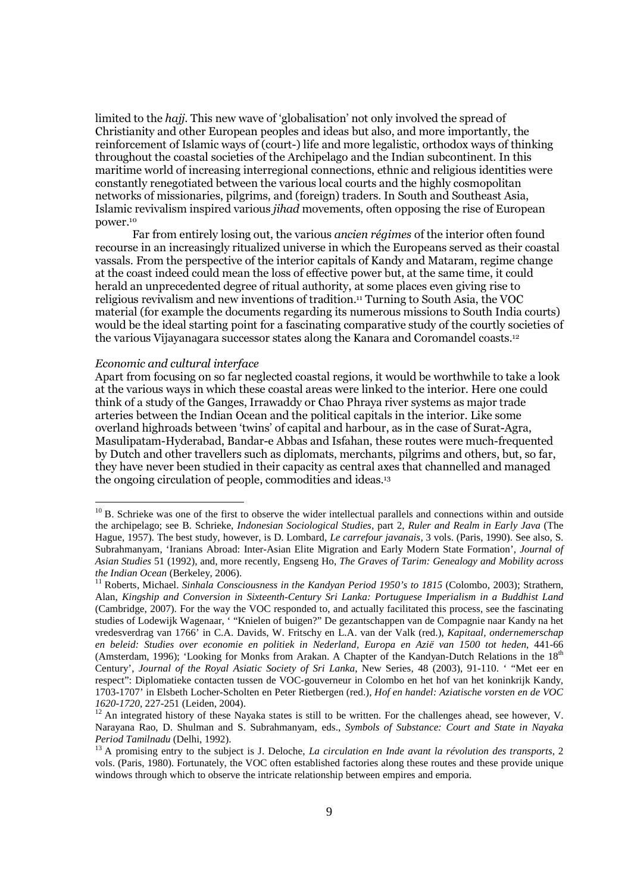limited to the *hajj*. This new wave of 'globalisation' not only involved the spread of Christianity and other European peoples and ideas but also, and more importantly, the reinforcement of Islamic ways of (court-) life and more legalistic, orthodox ways of thinking throughout the coastal societies of the Archipelago and the Indian subcontinent. In this maritime world of increasing interregional connections, ethnic and religious identities were constantly renegotiated between the various local courts and the highly cosmopolitan networks of missionaries, pilgrims, and (foreign) traders. In South and Southeast Asia, Islamic revivalism inspired various *jihad* movements, often opposing the rise of European power.[10]

Far from entirely losing out, the various *ancien régimes* of the interior often found recourse in an increasingly ritualized universe in which the Europeans served as their coastal vassals. From the perspective of the interior capitals of Kandy and Mataram, regime change at the coast indeed could mean the loss of effective power but, at the same time, it could herald an unprecedented degree of ritual authority, at some places even giving rise to religious revivalism and new inventions of tradition.[11] Turning to South Asia, the VOC material (for example the documents regarding its numerous missions to South India courts) would be the ideal starting point for a fascinating comparative study of the courtly societies of the various Vijayanagara successor states along the Kanara and Coromandel coasts.[12]

*Economic and cultural interface*

Apart from focusing on so far neglected coastal regions, it would be worthwhile to take a look at the various ways in which these coastal areas were linked to the interior. Here one could think of a study of the Ganges, Irrawaddy or Chao Phraya river systems as major trade arteries between the Indian Ocean and the political capitals in the interior. Like some overland highroads between 'twins' of capital and harbour, as in the case of Surat-Agra, Masulipatam-Hyderabad, Bandar-e Abbas and Isfahan, these routes were much-frequented by Dutch and other travellers such as diplomats, merchants, pilgrims and others, but, so far, they have never been studied in their capacity as central axes that channelled and managed the ongoing circulation of people, commodities and ideas.[13]

---

[10] B. Schrieke was one of the first to observe the wider intellectual parallels and connections within and outside the archipelago; see B. Schrieke, *Indonesian Sociological Studies,* part 2, *Ruler and Realm in Early Java* (The Hague, 1957). The best study, however, is D. Lombard, *Le carrefour javanais,* 3 vols. (Paris, 1990). See also, S. Subrahmanyam, 'Iranians Abroad: Inter-Asian Elite Migration and Early Modern State Formation', *Journal of Asian Studies* 51 (1992), and, more recently, Engseng Ho, *The Graves of Tarim: Genealogy and Mobility across the Indian Ocean* (Berkeley, 2006).

[11] Roberts, Michael. *Sinhala Consciousness in the Kandyan Period 1950's to 1815* (Colombo, 2003); Strathern, Alan, *Kingship and Conversion in Sixteenth-Century Sri Lanka: Portuguese Imperialism in a Buddhist Land* (Cambridge, 2007). For the way the VOC responded to, and actually facilitated this process, see the fascinating studies of Lodewijk Wagenaar, ' "Knielen of buigen?" De gezantschappen van de Compagnie naar Kandy na het vredesverdrag van 1766' in C.A. Davids, W. Fritschy en L.A. van der Valk (red.), *Kapitaal, ondernemerschap en beleid: Studies over economie en politiek in Nederland, Europa en Azië van 1500 tot heden*, 441-66 (Amsterdam, 1996); 'Looking for Monks from Arakan. A Chapter of the Kandyan-Dutch Relations in the 18th Century', *Journal of the Royal Asiatic Society of Sri Lanka*, New Series, 48 (2003), 91-110. ' "Met eer en respect": Diplomatieke contacten tussen de VOC-gouverneur in Colombo en het hof van het koninkrijk Kandy, 1703-1707' in Elsbeth Locher-Scholten en Peter Rietbergen (red.), *Hof en handel: Aziatische vorsten en de VOC 1620-1720*, 227-251 (Leiden, 2004).

[12] An integrated history of these Nayaka states is still to be written. For the challenges ahead, see however, V. Narayana Rao, D. Shulman and S. Subrahmanyam, eds., *Symbols of Substance: Court and State in Nayaka Period Tamilnadu* (Delhi, 1992).

[13] A promising entry to the subject is J. Deloche, *La circulation en Inde avant la révolution des transports*, 2 vols. (Paris, 1980). Fortunately, the VOC often established factories along these routes and these provide unique windows through which to observe the intricate relationship between empires and emporia.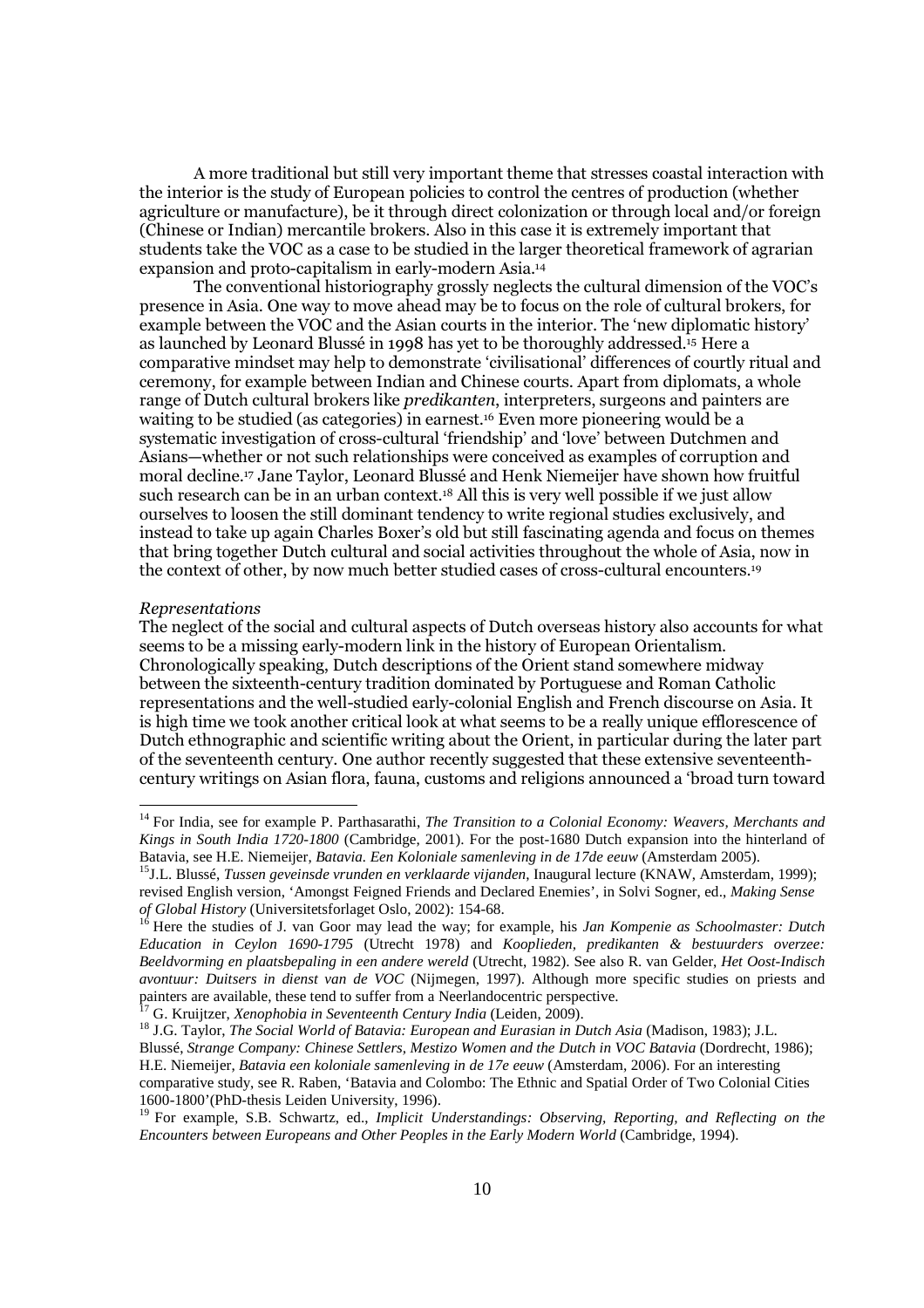A more traditional but still very important theme that stresses coastal interaction with the interior is the study of European policies to control the centres of production (whether agriculture or manufacture), be it through direct colonization or through local and/or foreign (Chinese or Indian) mercantile brokers. Also in this case it is extremely important that students take the VOC as a case to be studied in the larger theoretical framework of agrarian expansion and proto-capitalism in early-modern Asia.[14]

The conventional historiography grossly neglects the cultural dimension of the VOC's presence in Asia. One way to move ahead may be to focus on the role of cultural brokers, for example between the VOC and the Asian courts in the interior. The 'new diplomatic history' as launched by Leonard Blussé in 1998 has yet to be thoroughly addressed.[15] Here a comparative mindset may help to demonstrate 'civilisational' differences of courtly ritual and ceremony, for example between Indian and Chinese courts. Apart from diplomats, a whole range of Dutch cultural brokers like *predikanten*, interpreters, surgeons and painters are waiting to be studied (as categories) in earnest.[16] Even more pioneering would be a systematic investigation of cross-cultural 'friendship' and 'love' between Dutchmen and Asians—whether or not such relationships were conceived as examples of corruption and moral decline.[17] Jane Taylor, Leonard Blussé and Henk Niemeijer have shown how fruitful such research can be in an urban context.[18] All this is very well possible if we just allow ourselves to loosen the still dominant tendency to write regional studies exclusively, and instead to take up again Charles Boxer's old but still fascinating agenda and focus on themes that bring together Dutch cultural and social activities throughout the whole of Asia, now in the context of other, by now much better studied cases of cross-cultural encounters.[19]

*Representations*

The neglect of the social and cultural aspects of Dutch overseas history also accounts for what seems to be a missing early-modern link in the history of European Orientalism. Chronologically speaking, Dutch descriptions of the Orient stand somewhere midway between the sixteenth-century tradition dominated by Portuguese and Roman Catholic representations and the well-studied early-colonial English and French discourse on Asia. It is high time we took another critical look at what seems to be a really unique efflorescence of Dutch ethnographic and scientific writing about the Orient, in particular during the later part of the seventeenth century. One author recently suggested that these extensive seventeenth-century writings on Asian flora, fauna, customs and religions announced a 'broad turn toward

---

[14] For India, see for example P. Parthasarathi, *The Transition to a Colonial Economy: Weavers, Merchants and Kings in South India 1720-1800* (Cambridge, 2001). For the post-1680 Dutch expansion into the hinterland of Batavia, see H.E. Niemeijer, *Batavia. Een Koloniale samenleving in de 17de eeuw* (Amsterdam 2005).

[15] J.L. Blussé, *Tussen geveinsde vrunden en verklaarde vijanden*, Inaugural lecture (KNAW, Amsterdam, 1999); revised English version, 'Amongst Feigned Friends and Declared Enemies', in Solvi Sogner, ed., *Making Sense of Global History* (Universitetsforlaget Oslo, 2002): 154-68.

[16] Here the studies of J. van Goor may lead the way; for example, his *Jan Kompenie as Schoolmaster: Dutch Education in Ceylon 1690-1795* (Utrecht 1978) and *Kooplieden, predikanten & bestuurders overzee: Beeldvorming en plaatsbepaling in een andere wereld* (Utrecht, 1982). See also R. van Gelder, *Het Oost-Indisch avontuur: Duitsers in dienst van de VOC* (Nijmegen, 1997). Although more specific studies on priests and painters are available, these tend to suffer from a Neerlandocentric perspective.

[17] G. Kruijtzer, *Xenophobia in Seventeenth Century India* (Leiden, 2009).

[18] J.G. Taylor, *The Social World of Batavia: European and Eurasian in Dutch Asia* (Madison, 1983); J.L. Blussé, *Strange Company: Chinese Settlers, Mestizo Women and the Dutch in VOC Batavia* (Dordrecht, 1986); H.E. Niemeijer, *Batavia een koloniale samenleving in de 17e eeuw* (Amsterdam, 2006). For an interesting comparative study, see R. Raben, 'Batavia and Colombo: The Ethnic and Spatial Order of Two Colonial Cities 1600-1800'(PhD-thesis Leiden University, 1996).

[19] For example, S.B. Schwartz, ed., *Implicit Understandings: Observing, Reporting, and Reflecting on the Encounters between Europeans and Other Peoples in the Early Modern World* (Cambridge, 1994).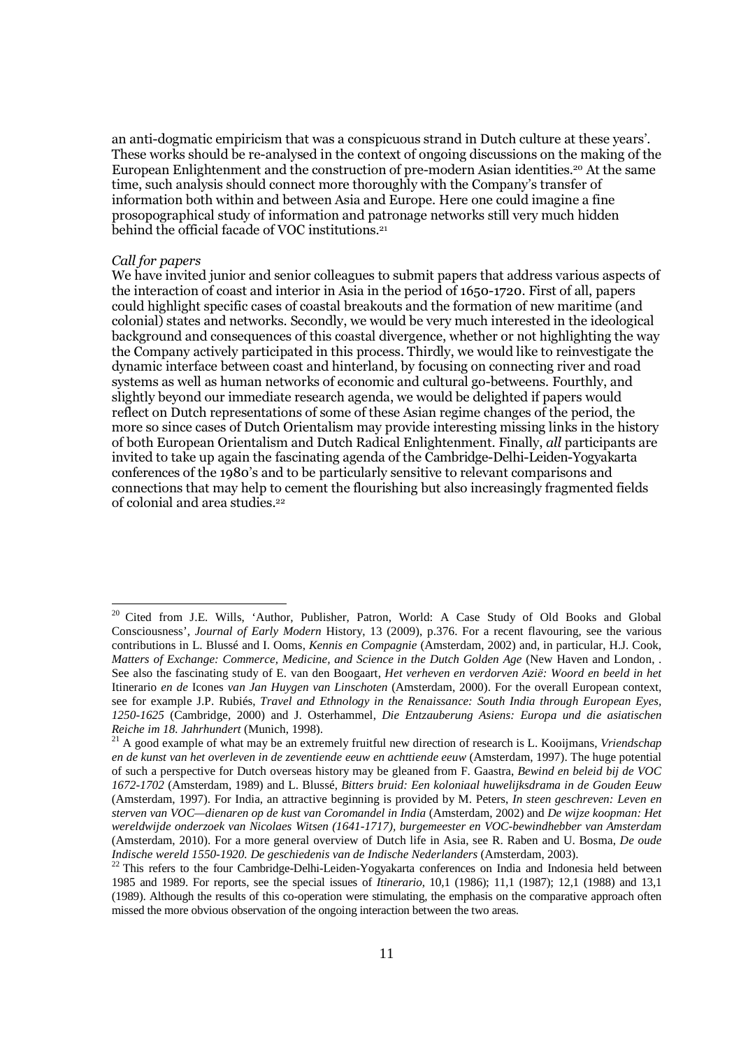an anti-dogmatic empiricism that was a conspicuous strand in Dutch culture at these years'. These works should be re-analysed in the context of ongoing discussions on the making of the European Enlightenment and the construction of pre-modern Asian identities.[20] At the same time, such analysis should connect more thoroughly with the Company's transfer of information both within and between Asia and Europe. Here one could imagine a fine prosopographical study of information and patronage networks still very much hidden behind the official facade of VOC institutions.[21]

*Call for papers*

We have invited junior and senior colleagues to submit papers that address various aspects of the interaction of coast and interior in Asia in the period of 1650-1720. First of all, papers could highlight specific cases of coastal breakouts and the formation of new maritime (and colonial) states and networks. Secondly, we would be very much interested in the ideological background and consequences of this coastal divergence, whether or not highlighting the way the Company actively participated in this process. Thirdly, we would like to reinvestigate the dynamic interface between coast and hinterland, by focusing on connecting river and road systems as well as human networks of economic and cultural go-betweens. Fourthly, and slightly beyond our immediate research agenda, we would be delighted if papers would reflect on Dutch representations of some of these Asian regime changes of the period, the more so since cases of Dutch Orientalism may provide interesting missing links in the history of both European Orientalism and Dutch Radical Enlightenment. Finally, *all* participants are invited to take up again the fascinating agenda of the Cambridge-Delhi-Leiden-Yogyakarta conferences of the 1980's and to be particularly sensitive to relevant comparisons and connections that may help to cement the flourishing but also increasingly fragmented fields of colonial and area studies.[22]

---

[20] Cited from J.E. Wills, 'Author, Publisher, Patron, World: A Case Study of Old Books and Global Consciousness', *Journal of Early Modern* History, 13 (2009), p.376. For a recent flavouring, see the various contributions in L. Blussé and I. Ooms, *Kennis en Compagnie* (Amsterdam, 2002) and, in particular, H.J. Cook, *Matters of Exchange: Commerce, Medicine, and Science in the Dutch Golden Age* (New Haven and London, . See also the fascinating study of E. van den Boogaart, *Het verheven en verdorven Azië: Woord en beeld in het* Itinerario *en de* Icones *van Jan Huygen van Linschoten* (Amsterdam, 2000). For the overall European context, see for example J.P. Rubiés, *Travel and Ethnology in the Renaissance: South India through European Eyes, 1250-1625* (Cambridge, 2000) and J. Osterhammel, *Die Entzauberung Asiens: Europa und die asiatischen Reiche im 18. Jahrhundert* (Munich, 1998).

[21] A good example of what may be an extremely fruitful new direction of research is L. Kooijmans, *Vriendschap en de kunst van het overleven in de zeventiende eeuw en achttiende eeuw* (Amsterdam, 1997). The huge potential of such a perspective for Dutch overseas history may be gleaned from F. Gaastra, *Bewind en beleid bij de VOC 1672-1702* (Amsterdam, 1989) and L. Blussé, *Bitters bruid: Een koloniaal huwelijksdrama in de Gouden Eeuw* (Amsterdam, 1997). For India, an attractive beginning is provided by M. Peters, *In steen geschreven: Leven en sterven van VOC—dienaren op de kust van Coromandel in India* (Amsterdam, 2002) and *De wijze koopman: Het wereldwijde onderzoek van Nicolaes Witsen (1641-1717), burgemeester en VOC-bewindhebber van Amsterdam* (Amsterdam, 2010). For a more general overview of Dutch life in Asia, see R. Raben and U. Bosma, *De oude Indische wereld 1550-1920. De geschiedenis van de Indische Nederlanders* (Amsterdam, 2003).

[22] This refers to the four Cambridge-Delhi-Leiden-Yogyakarta conferences on India and Indonesia held between 1985 and 1989. For reports, see the special issues of *Itinerario*, 10,1 (1986); 11,1 (1987); 12,1 (1988) and 13,1 (1989). Although the results of this co-operation were stimulating, the emphasis on the comparative approach often missed the more obvious observation of the ongoing interaction between the two areas.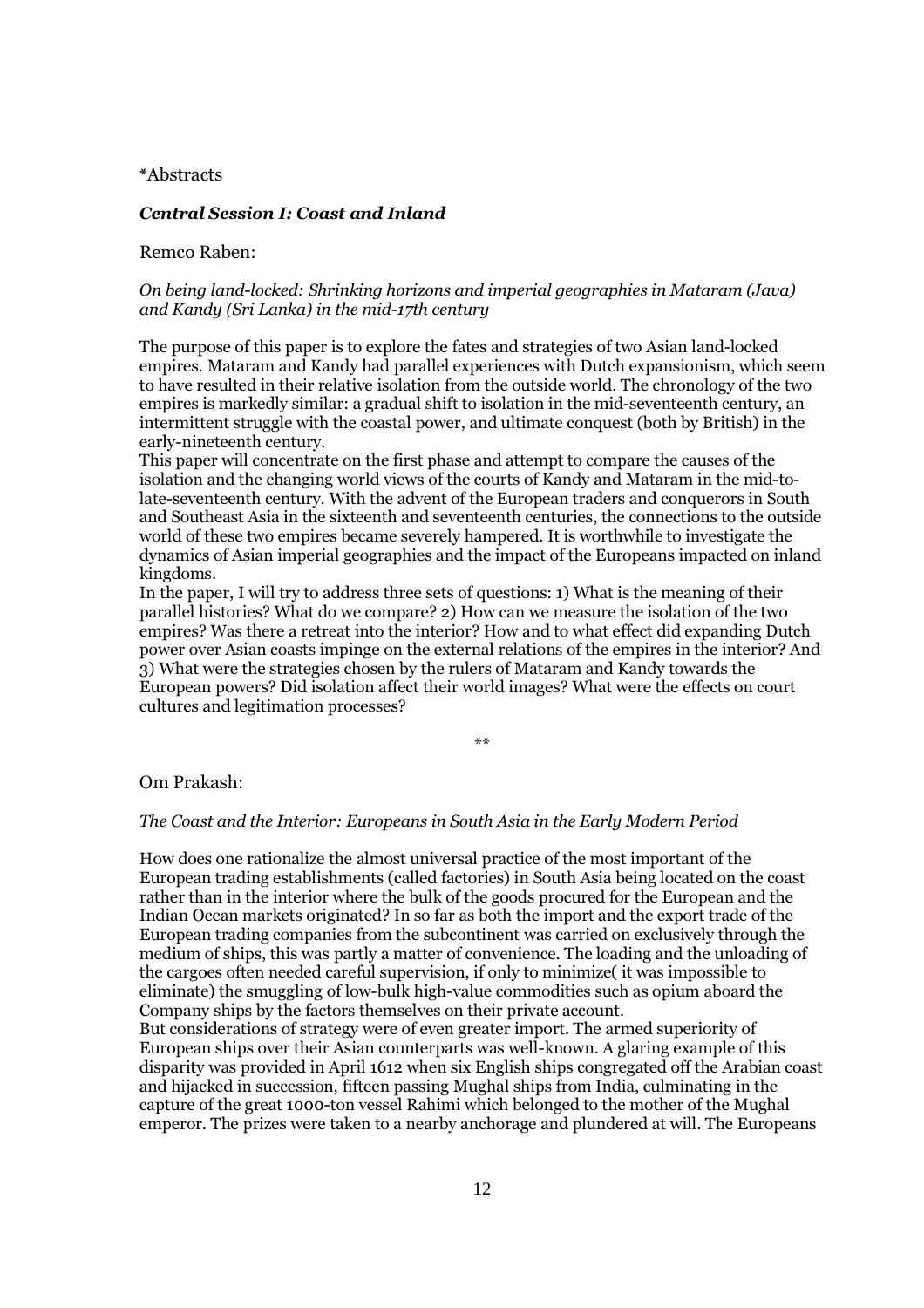*Abstracts

### *Central Session I: Coast and Inland*

Remco Raben:

*On being land-locked: Shrinking horizons and imperial geographies in Mataram (Java) and Kandy (Sri Lanka) in the mid-17th century*

The purpose of this paper is to explore the fates and strategies of two Asian land-locked empires. Mataram and Kandy had parallel experiences with Dutch expansionism, which seem to have resulted in their relative isolation from the outside world. The chronology of the two empires is markedly similar: a gradual shift to isolation in the mid-seventeenth century, an intermittent struggle with the coastal power, and ultimate conquest (both by British) in the early-nineteenth century.
This paper will concentrate on the first phase and attempt to compare the causes of the isolation and the changing world views of the courts of Kandy and Mataram in the mid-to-late-seventeenth century. With the advent of the European traders and conquerors in South and Southeast Asia in the sixteenth and seventeenth centuries, the connections to the outside world of these two empires became severely hampered. It is worthwhile to investigate the dynamics of Asian imperial geographies and the impact of the Europeans impacted on inland kingdoms.
In the paper, I will try to address three sets of questions: 1) What is the meaning of their parallel histories? What do we compare? 2) How can we measure the isolation of the two empires? Was there a retreat into the interior? How and to what effect did expanding Dutch power over Asian coasts impinge on the external relations of the empires in the interior? And 3) What were the strategies chosen by the rulers of Mataram and Kandy towards the European powers? Did isolation affect their world images? What were the effects on court cultures and legitimation processes?

**

Om Prakash:

*The Coast and the Interior: Europeans in South Asia in the Early Modern Period*

How does one rationalize the almost universal practice of the most important of the European trading establishments (called factories) in South Asia being located on the coast rather than in the interior where the bulk of the goods procured for the European and the Indian Ocean markets originated? In so far as both the import and the export trade of the European trading companies from the subcontinent was carried on exclusively through the medium of ships, this was partly a matter of convenience. The loading and the unloading of the cargoes often needed careful supervision, if only to minimize( it was impossible to eliminate) the smuggling of low-bulk high-value commodities such as opium aboard the Company ships by the factors themselves on their private account.
But considerations of strategy were of even greater import. The armed superiority of European ships over their Asian counterparts was well-known. A glaring example of this disparity was provided in April 1612 when six English ships congregated off the Arabian coast and hijacked in succession, fifteen passing Mughal ships from India, culminating in the capture of the great 1000-ton vessel Rahimi which belonged to the mother of the Mughal emperor. The prizes were taken to a nearby anchorage and plundered at will. The Europeans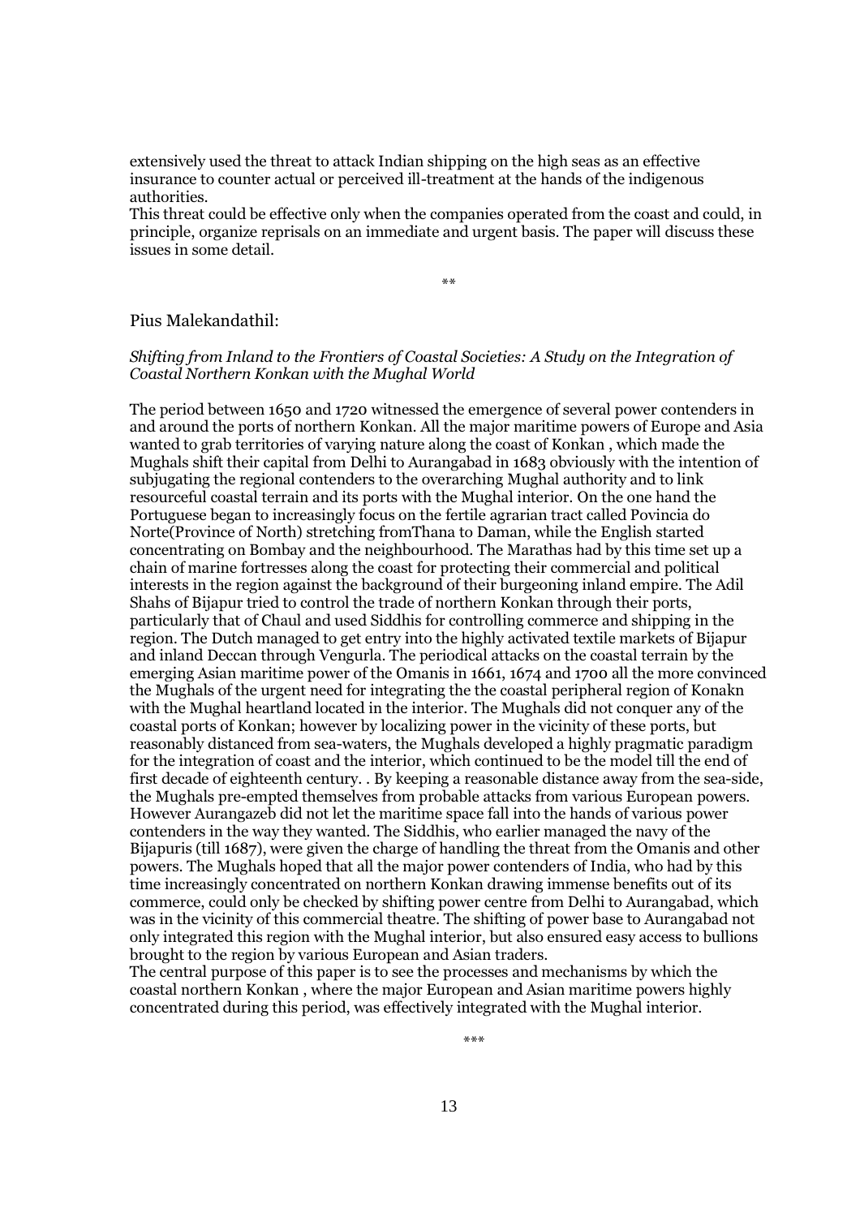extensively used the threat to attack Indian shipping on the high seas as an effective insurance to counter actual or perceived ill-treatment at the hands of the indigenous authorities.
This threat could be effective only when the companies operated from the coast and could, in principle, organize reprisals on an immediate and urgent basis. The paper will discuss these issues in some detail.

**

Pius Malekandathil:

*Shifting from Inland to the Frontiers of Coastal Societies: A Study on the Integration of Coastal Northern Konkan with the Mughal World*

The period between 1650 and 1720 witnessed the emergence of several power contenders in and around the ports of northern Konkan. All the major maritime powers of Europe and Asia wanted to grab territories of varying nature along the coast of Konkan , which made the Mughals shift their capital from Delhi to Aurangabad in 1683 obviously with the intention of subjugating the regional contenders to the overarching Mughal authority and to link resourceful coastal terrain and its ports with the Mughal interior. On the one hand the Portuguese began to increasingly focus on the fertile agrarian tract called Povincia do Norte(Province of North) stretching fromThana to Daman, while the English started concentrating on Bombay and the neighbourhood. The Marathas had by this time set up a chain of marine fortresses along the coast for protecting their commercial and political interests in the region against the background of their burgeoning inland empire. The Adil Shahs of Bijapur tried to control the trade of northern Konkan through their ports, particularly that of Chaul and used Siddhis for controlling commerce and shipping in the region. The Dutch managed to get entry into the highly activated textile markets of Bijapur and inland Deccan through Vengurla. The periodical attacks on the coastal terrain by the emerging Asian maritime power of the Omanis in 1661, 1674 and 1700 all the more convinced the Mughals of the urgent need for integrating the the coastal peripheral region of Konakn with the Mughal heartland located in the interior. The Mughals did not conquer any of the coastal ports of Konkan; however by localizing power in the vicinity of these ports, but reasonably distanced from sea-waters, the Mughals developed a highly pragmatic paradigm for the integration of coast and the interior, which continued to be the model till the end of first decade of eighteenth century. . By keeping a reasonable distance away from the sea-side, the Mughals pre-empted themselves from probable attacks from various European powers. However Aurangazeb did not let the maritime space fall into the hands of various power contenders in the way they wanted. The Siddhis, who earlier managed the navy of the Bijapuris (till 1687), were given the charge of handling the threat from the Omanis and other powers. The Mughals hoped that all the major power contenders of India, who had by this time increasingly concentrated on northern Konkan drawing immense benefits out of its commerce, could only be checked by shifting power centre from Delhi to Aurangabad, which was in the vicinity of this commercial theatre. The shifting of power base to Aurangabad not only integrated this region with the Mughal interior, but also ensured easy access to bullions brought to the region by various European and Asian traders.
The central purpose of this paper is to see the processes and mechanisms by which the coastal northern Konkan , where the major European and Asian maritime powers highly concentrated during this period, was effectively integrated with the Mughal interior.

***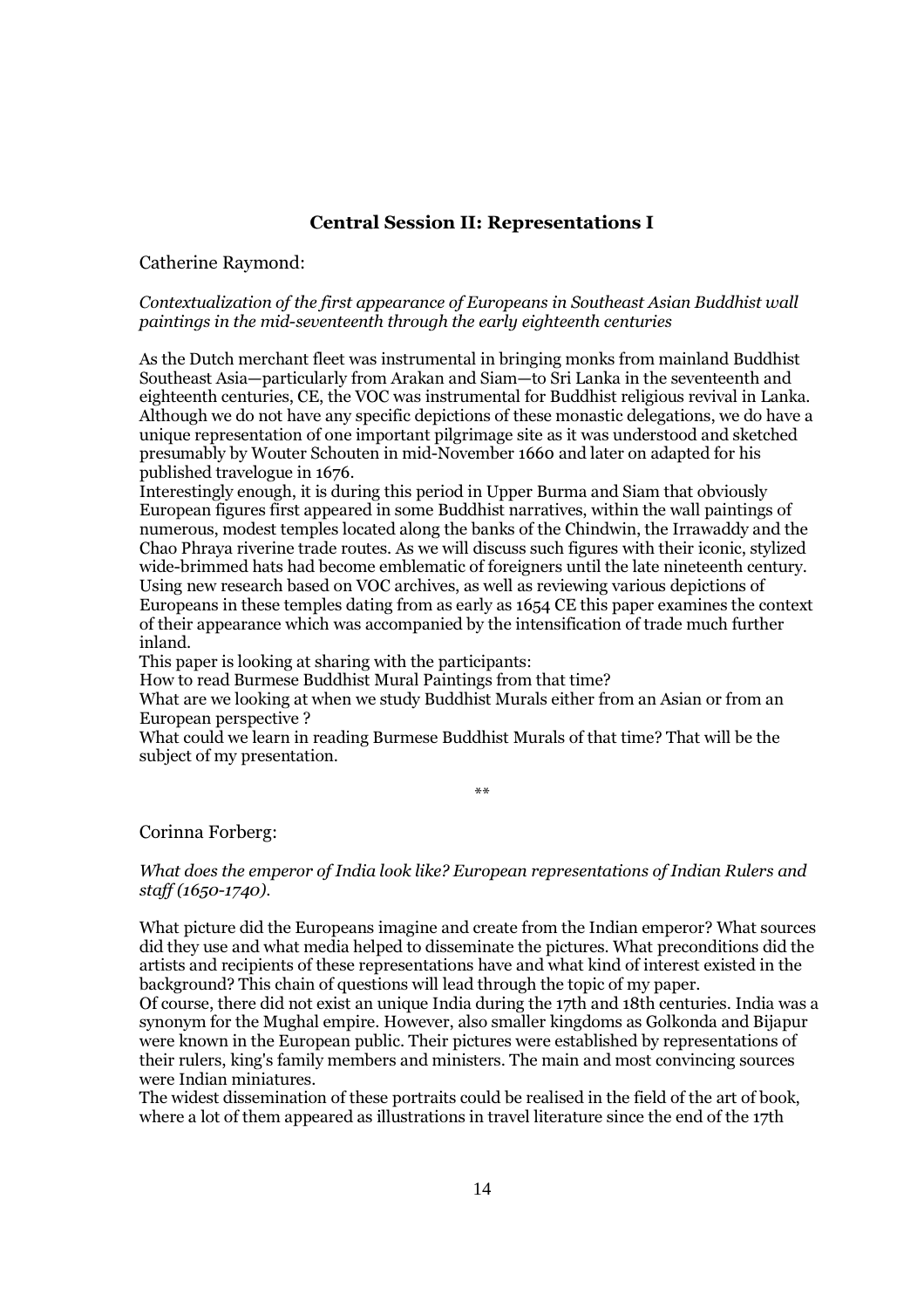## Central Session II: Representations I

Catherine Raymond:

*Contextualization of the first appearance of Europeans in Southeast Asian Buddhist wall paintings in the mid-seventeenth through the early eighteenth centuries*

As the Dutch merchant fleet was instrumental in bringing monks from mainland Buddhist Southeast Asia—particularly from Arakan and Siam—to Sri Lanka in the seventeenth and eighteenth centuries, CE, the VOC was instrumental for Buddhist religious revival in Lanka. Although we do not have any specific depictions of these monastic delegations, we do have a unique representation of one important pilgrimage site as it was understood and sketched presumably by Wouter Schouten in mid-November 1660 and later on adapted for his published travelogue in 1676.
Interestingly enough, it is during this period in Upper Burma and Siam that obviously European figures first appeared in some Buddhist narratives, within the wall paintings of numerous, modest temples located along the banks of the Chindwin, the Irrawaddy and the Chao Phraya riverine trade routes. As we will discuss such figures with their iconic, stylized wide-brimmed hats had become emblematic of foreigners until the late nineteenth century. Using new research based on VOC archives, as well as reviewing various depictions of Europeans in these temples dating from as early as 1654 CE this paper examines the context of their appearance which was accompanied by the intensification of trade much further inland.
This paper is looking at sharing with the participants:
How to read Burmese Buddhist Mural Paintings from that time?
What are we looking at when we study Buddhist Murals either from an Asian or from an European perspective ?
What could we learn in reading Burmese Buddhist Murals of that time? That will be the subject of my presentation.

**

Corinna Forberg:

*What does the emperor of India look like? European representations of Indian Rulers and staff (1650-1740).*

What picture did the Europeans imagine and create from the Indian emperor? What sources did they use and what media helped to disseminate the pictures. What preconditions did the artists and recipients of these representations have and what kind of interest existed in the background? This chain of questions will lead through the topic of my paper.
Of course, there did not exist an unique India during the 17th and 18th centuries. India was a synonym for the Mughal empire. However, also smaller kingdoms as Golkonda and Bijapur were known in the European public. Their pictures were established by representations of their rulers, king's family members and ministers. The main and most convincing sources were Indian miniatures.
The widest dissemination of these portraits could be realised in the field of the art of book, where a lot of them appeared as illustrations in travel literature since the end of the 17th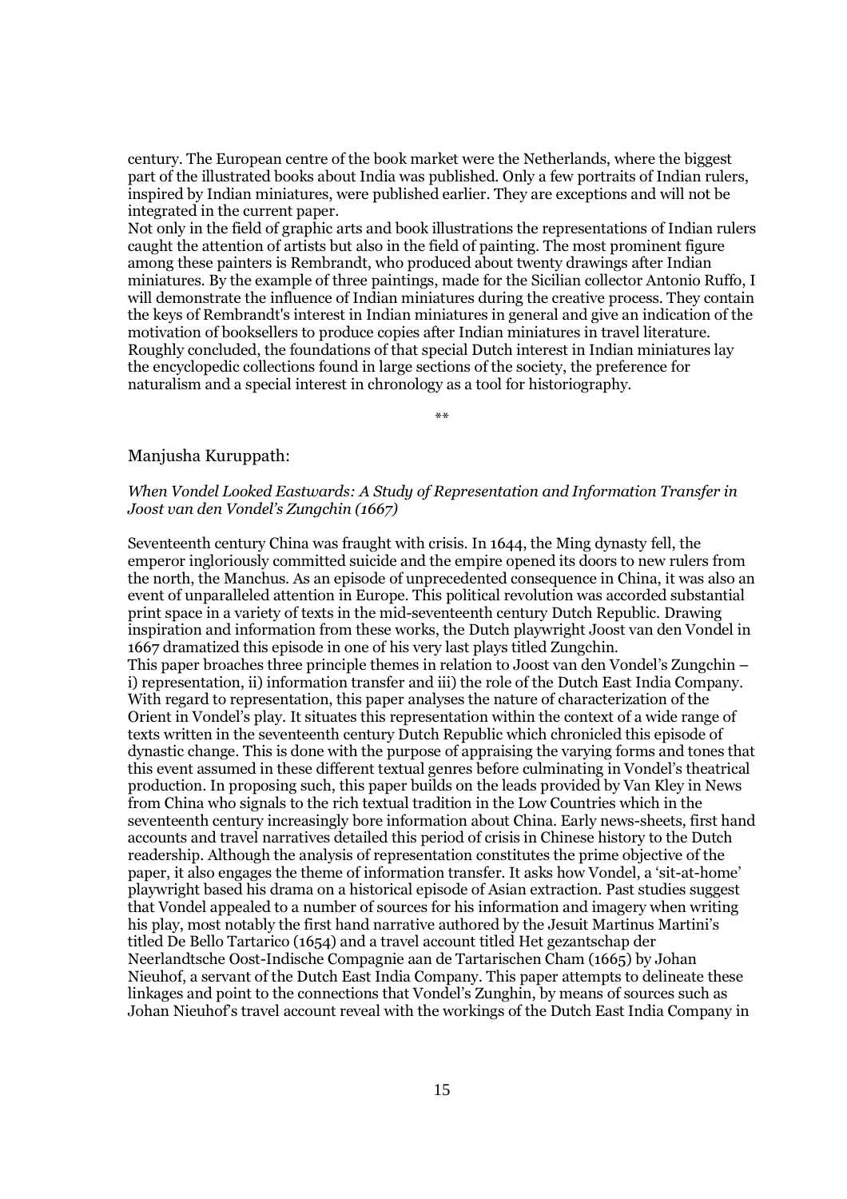century. The European centre of the book market were the Netherlands, where the biggest part of the illustrated books about India was published. Only a few portraits of Indian rulers, inspired by Indian miniatures, were published earlier. They are exceptions and will not be integrated in the current paper.

Not only in the field of graphic arts and book illustrations the representations of Indian rulers caught the attention of artists but also in the field of painting. The most prominent figure among these painters is Rembrandt, who produced about twenty drawings after Indian miniatures. By the example of three paintings, made for the Sicilian collector Antonio Ruffo, I will demonstrate the influence of Indian miniatures during the creative process. They contain the keys of Rembrandt's interest in Indian miniatures in general and give an indication of the motivation of booksellers to produce copies after Indian miniatures in travel literature. Roughly concluded, the foundations of that special Dutch interest in Indian miniatures lay the encyclopedic collections found in large sections of the society, the preference for naturalism and a special interest in chronology as a tool for historiography.

**

## Manjusha Kuruppath:

*When Vondel Looked Eastwards: A Study of Representation and Information Transfer in Joost van den Vondel's Zungchin (1667)*

Seventeenth century China was fraught with crisis. In 1644, the Ming dynasty fell, the emperor ingloriously committed suicide and the empire opened its doors to new rulers from the north, the Manchus. As an episode of unprecedented consequence in China, it was also an event of unparalleled attention in Europe. This political revolution was accorded substantial print space in a variety of texts in the mid-seventeenth century Dutch Republic. Drawing inspiration and information from these works, the Dutch playwright Joost van den Vondel in 1667 dramatized this episode in one of his very last plays titled Zungchin.

This paper broaches three principle themes in relation to Joost van den Vondel's Zungchin – i) representation, ii) information transfer and iii) the role of the Dutch East India Company. With regard to representation, this paper analyses the nature of characterization of the Orient in Vondel's play. It situates this representation within the context of a wide range of texts written in the seventeenth century Dutch Republic which chronicled this episode of dynastic change. This is done with the purpose of appraising the varying forms and tones that this event assumed in these different textual genres before culminating in Vondel's theatrical production. In proposing such, this paper builds on the leads provided by Van Kley in News from China who signals to the rich textual tradition in the Low Countries which in the seventeenth century increasingly bore information about China. Early news-sheets, first hand accounts and travel narratives detailed this period of crisis in Chinese history to the Dutch readership. Although the analysis of representation constitutes the prime objective of the paper, it also engages the theme of information transfer. It asks how Vondel, a 'sit-at-home' playwright based his drama on a historical episode of Asian extraction. Past studies suggest that Vondel appealed to a number of sources for his information and imagery when writing his play, most notably the first hand narrative authored by the Jesuit Martinus Martini's titled De Bello Tartarico (1654) and a travel account titled Het gezantschap der Neerlandtsche Oost-Indische Compagnie aan de Tartarischen Cham (1665) by Johan Nieuhof, a servant of the Dutch East India Company. This paper attempts to delineate these linkages and point to the connections that Vondel's Zunghin, by means of sources such as Johan Nieuhof's travel account reveal with the workings of the Dutch East India Company in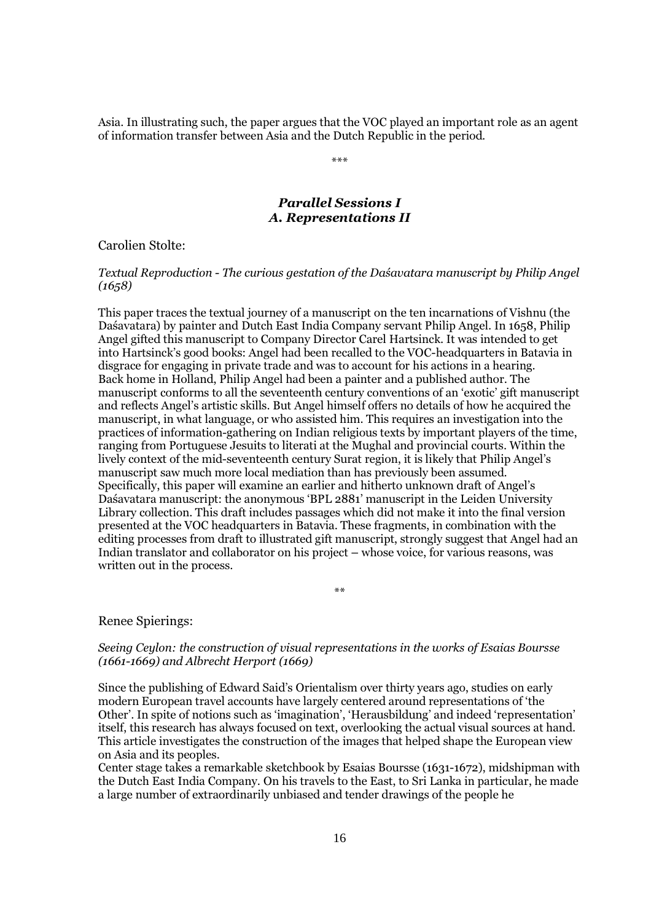Asia. In illustrating such, the paper argues that the VOC played an important role as an agent of information transfer between Asia and the Dutch Republic in the period.

***

## *Parallel Sessions I*
## *A. Representations II*

Carolien Stolte:

*Textual Reproduction - The curious gestation of the Daśavatara manuscript by Philip Angel (1658)*

This paper traces the textual journey of a manuscript on the ten incarnations of Vishnu (the Daśavatara) by painter and Dutch East India Company servant Philip Angel. In 1658, Philip Angel gifted this manuscript to Company Director Carel Hartsinck. It was intended to get into Hartsinck's good books: Angel had been recalled to the VOC-headquarters in Batavia in disgrace for engaging in private trade and was to account for his actions in a hearing. Back home in Holland, Philip Angel had been a painter and a published author. The manuscript conforms to all the seventeenth century conventions of an 'exotic' gift manuscript and reflects Angel's artistic skills. But Angel himself offers no details of how he acquired the manuscript, in what language, or who assisted him. This requires an investigation into the practices of information-gathering on Indian religious texts by important players of the time, ranging from Portuguese Jesuits to literati at the Mughal and provincial courts. Within the lively context of the mid-seventeenth century Surat region, it is likely that Philip Angel's manuscript saw much more local mediation than has previously been assumed. Specifically, this paper will examine an earlier and hitherto unknown draft of Angel's Daśavatara manuscript: the anonymous 'BPL 2881' manuscript in the Leiden University Library collection. This draft includes passages which did not make it into the final version presented at the VOC headquarters in Batavia. These fragments, in combination with the editing processes from draft to illustrated gift manuscript, strongly suggest that Angel had an Indian translator and collaborator on his project – whose voice, for various reasons, was written out in the process.

**

Renee Spierings:

*Seeing Ceylon: the construction of visual representations in the works of Esaias Boursse (1661-1669) and Albrecht Herport (1669)*

Since the publishing of Edward Said's Orientalism over thirty years ago, studies on early modern European travel accounts have largely centered around representations of 'the Other'. In spite of notions such as 'imagination', 'Herausbildung' and indeed 'representation' itself, this research has always focused on text, overlooking the actual visual sources at hand. This article investigates the construction of the images that helped shape the European view on Asia and its peoples.

Center stage takes a remarkable sketchbook by Esaias Boursse (1631-1672), midshipman with the Dutch East India Company. On his travels to the East, to Sri Lanka in particular, he made a large number of extraordinarily unbiased and tender drawings of the people he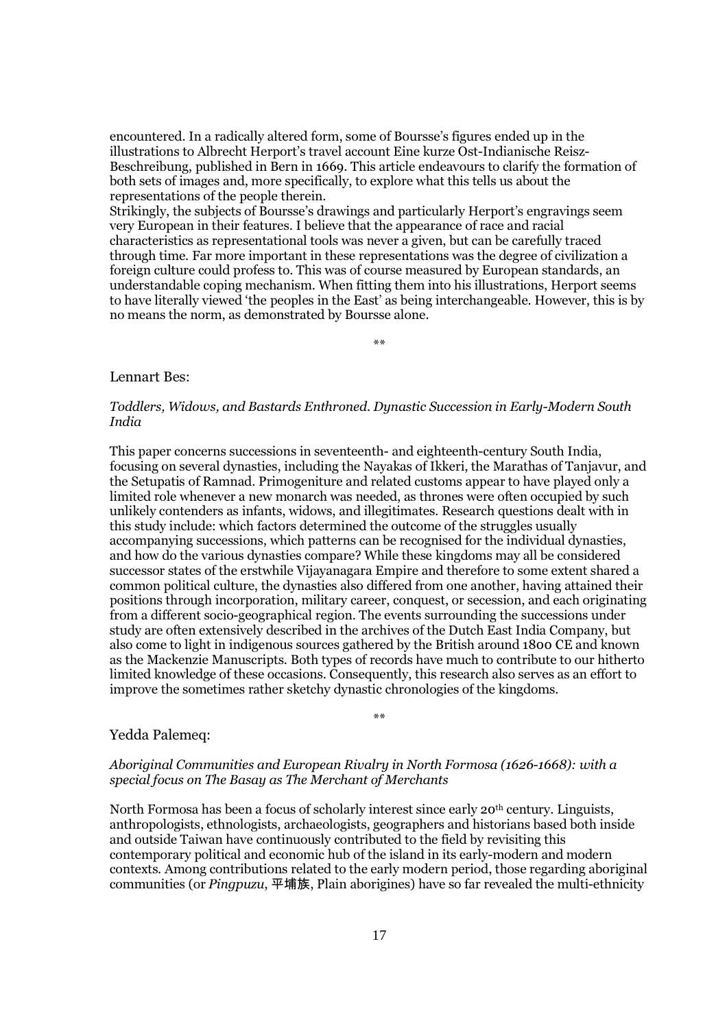encountered. In a radically altered form, some of Boursse's figures ended up in the illustrations to Albrecht Herport's travel account Eine kurze Ost-Indianische Reisz-Beschreibung, published in Bern in 1669. This article endeavours to clarify the formation of both sets of images and, more specifically, to explore what this tells us about the representations of the people therein.

Strikingly, the subjects of Boursse's drawings and particularly Herport's engravings seem very European in their features. I believe that the appearance of race and racial characteristics as representational tools was never a given, but can be carefully traced through time. Far more important in these representations was the degree of civilization a foreign culture could profess to. This was of course measured by European standards, an understandable coping mechanism. When fitting them into his illustrations, Herport seems to have literally viewed 'the peoples in the East' as being interchangeable. However, this is by no means the norm, as demonstrated by Boursse alone.

\*\*

Lennart Bes:

*Toddlers, Widows, and Bastards Enthroned. Dynastic Succession in Early-Modern South India*

This paper concerns successions in seventeenth- and eighteenth-century South India, focusing on several dynasties, including the Nayakas of Ikkeri, the Marathas of Tanjavur, and the Setupatis of Ramnad. Primogeniture and related customs appear to have played only a limited role whenever a new monarch was needed, as thrones were often occupied by such unlikely contenders as infants, widows, and illegitimates. Research questions dealt with in this study include: which factors determined the outcome of the struggles usually accompanying successions, which patterns can be recognised for the individual dynasties, and how do the various dynasties compare? While these kingdoms may all be considered successor states of the erstwhile Vijayanagara Empire and therefore to some extent shared a common political culture, the dynasties also differed from one another, having attained their positions through incorporation, military career, conquest, or secession, and each originating from a different socio-geographical region. The events surrounding the successions under study are often extensively described in the archives of the Dutch East India Company, but also come to light in indigenous sources gathered by the British around 1800 CE and known as the Mackenzie Manuscripts. Both types of records have much to contribute to our hitherto limited knowledge of these occasions. Consequently, this research also serves as an effort to improve the sometimes rather sketchy dynastic chronologies of the kingdoms.

\*\*

Yedda Palemeq:

*Aboriginal Communities and European Rivalry in North Formosa (1626-1668): with a special focus on The Basay as The Merchant of Merchants*

North Formosa has been a focus of scholarly interest since early 20th century. Linguists, anthropologists, ethnologists, archaeologists, geographers and historians based both inside and outside Taiwan have continuously contributed to the field by revisiting this contemporary political and economic hub of the island in its early-modern and modern contexts. Among contributions related to the early modern period, those regarding aboriginal communities (or *Pingpuzu*, 平埔族, Plain aborigines) have so far revealed the multi-ethnicity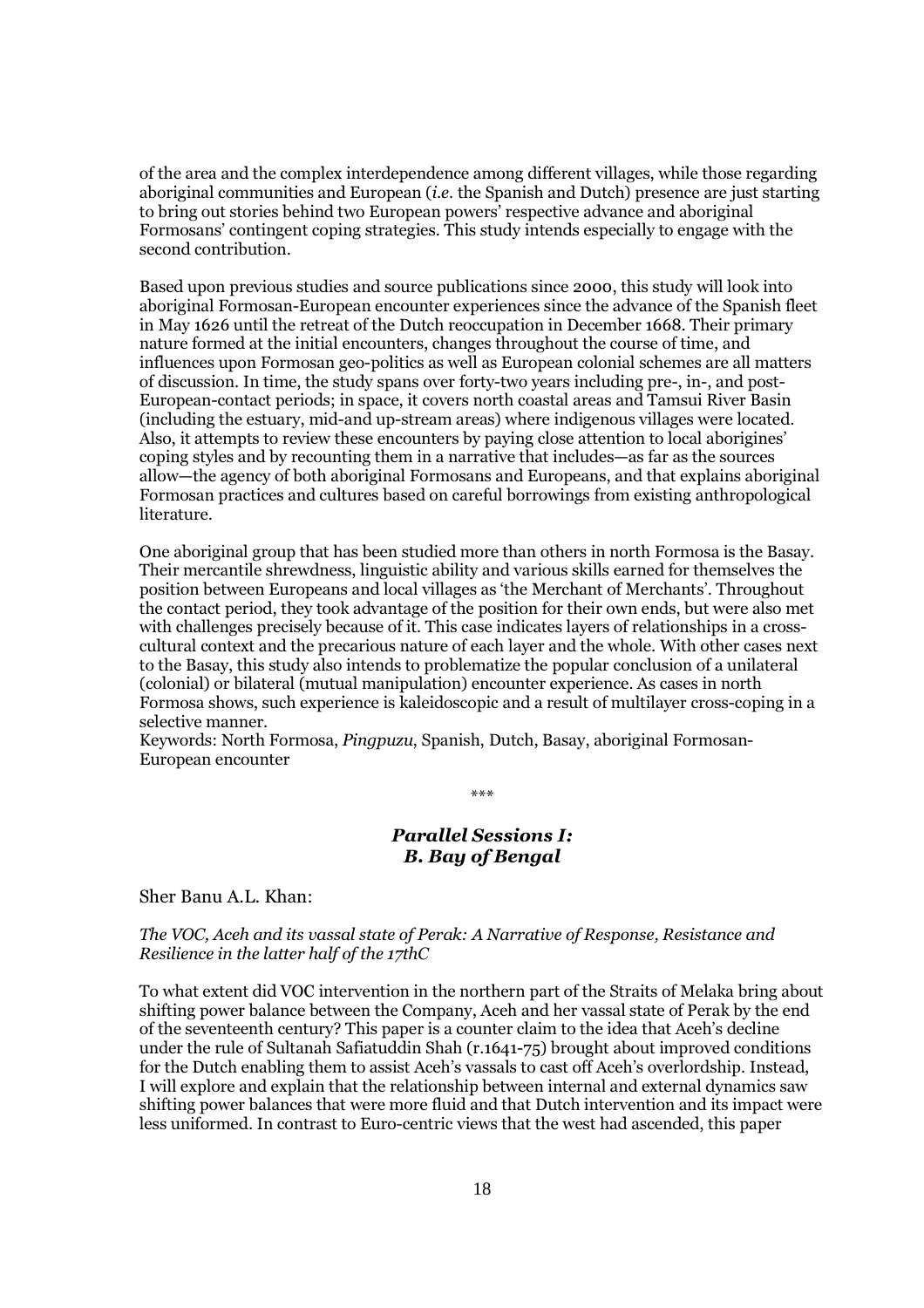of the area and the complex interdependence among different villages, while those regarding aboriginal communities and European (*i.e.* the Spanish and Dutch) presence are just starting to bring out stories behind two European powers' respective advance and aboriginal Formosans' contingent coping strategies. This study intends especially to engage with the second contribution.

Based upon previous studies and source publications since 2000, this study will look into aboriginal Formosan-European encounter experiences since the advance of the Spanish fleet in May 1626 until the retreat of the Dutch reoccupation in December 1668. Their primary nature formed at the initial encounters, changes throughout the course of time, and influences upon Formosan geo-politics as well as European colonial schemes are all matters of discussion. In time, the study spans over forty-two years including pre-, in-, and post-European-contact periods; in space, it covers north coastal areas and Tamsui River Basin (including the estuary, mid-and up-stream areas) where indigenous villages were located. Also, it attempts to review these encounters by paying close attention to local aborigines' coping styles and by recounting them in a narrative that includes—as far as the sources allow—the agency of both aboriginal Formosans and Europeans, and that explains aboriginal Formosan practices and cultures based on careful borrowings from existing anthropological literature.

One aboriginal group that has been studied more than others in north Formosa is the Basay. Their mercantile shrewdness, linguistic ability and various skills earned for themselves the position between Europeans and local villages as 'the Merchant of Merchants'. Throughout the contact period, they took advantage of the position for their own ends, but were also met with challenges precisely because of it. This case indicates layers of relationships in a cross-cultural context and the precarious nature of each layer and the whole. With other cases next to the Basay, this study also intends to problematize the popular conclusion of a unilateral (colonial) or bilateral (mutual manipulation) encounter experience. As cases in north Formosa shows, such experience is kaleidoscopic and a result of multilayer cross-coping in a selective manner.

Keywords: North Formosa, *Pingpuzu*, Spanish, Dutch, Basay, aboriginal Formosan-European encounter

\*\*\*

### *Parallel Sessions I:*
### *B. Bay of Bengal*

Sher Banu A.L. Khan:

*The VOC, Aceh and its vassal state of Perak: A Narrative of Response, Resistance and Resilience in the latter half of the 17thC*

To what extent did VOC intervention in the northern part of the Straits of Melaka bring about shifting power balance between the Company, Aceh and her vassal state of Perak by the end of the seventeenth century? This paper is a counter claim to the idea that Aceh's decline under the rule of Sultanah Safiatuddin Shah (r.1641-75) brought about improved conditions for the Dutch enabling them to assist Aceh's vassals to cast off Aceh's overlordship. Instead, I will explore and explain that the relationship between internal and external dynamics saw shifting power balances that were more fluid and that Dutch intervention and its impact were less uniformed. In contrast to Euro-centric views that the west had ascended, this paper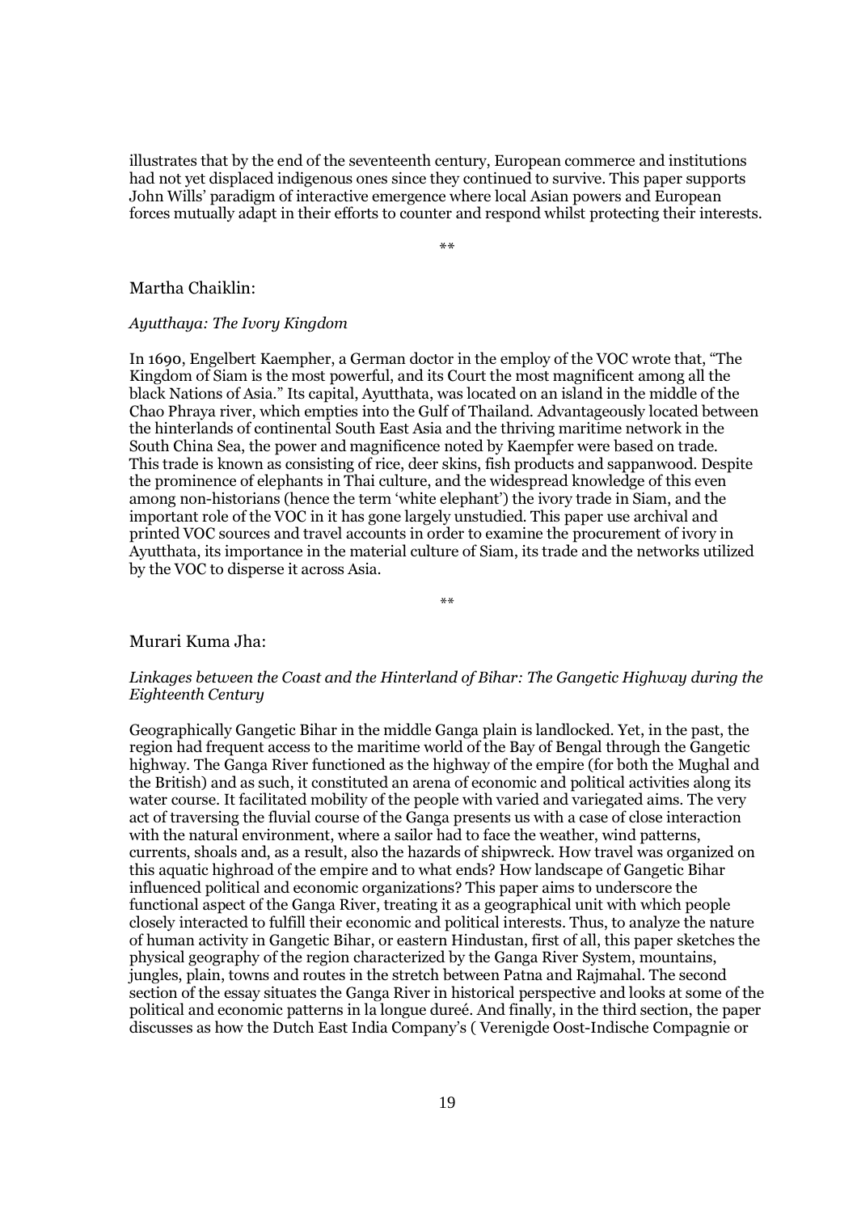illustrates that by the end of the seventeenth century, European commerce and institutions had not yet displaced indigenous ones since they continued to survive. This paper supports John Wills' paradigm of interactive emergence where local Asian powers and European forces mutually adapt in their efforts to counter and respond whilst protecting their interests.

**

## Martha Chaiklin:

*Ayutthaya: The Ivory Kingdom*

In 1690, Engelbert Kaempher, a German doctor in the employ of the VOC wrote that, "The Kingdom of Siam is the most powerful, and its Court the most magnificent among all the black Nations of Asia." Its capital, Ayutthata, was located on an island in the middle of the Chao Phraya river, which empties into the Gulf of Thailand. Advantageously located between the hinterlands of continental South East Asia and the thriving maritime network in the South China Sea, the power and magnificence noted by Kaempfer were based on trade. This trade is known as consisting of rice, deer skins, fish products and sappanwood. Despite the prominence of elephants in Thai culture, and the widespread knowledge of this even among non-historians (hence the term 'white elephant') the ivory trade in Siam, and the important role of the VOC in it has gone largely unstudied. This paper use archival and printed VOC sources and travel accounts in order to examine the procurement of ivory in Ayutthata, its importance in the material culture of Siam, its trade and the networks utilized by the VOC to disperse it across Asia.

**

## Murari Kuma Jha:

*Linkages between the Coast and the Hinterland of Bihar: The Gangetic Highway during the Eighteenth Century*

Geographically Gangetic Bihar in the middle Ganga plain is landlocked. Yet, in the past, the region had frequent access to the maritime world of the Bay of Bengal through the Gangetic highway. The Ganga River functioned as the highway of the empire (for both the Mughal and the British) and as such, it constituted an arena of economic and political activities along its water course. It facilitated mobility of the people with varied and variegated aims. The very act of traversing the fluvial course of the Ganga presents us with a case of close interaction with the natural environment, where a sailor had to face the weather, wind patterns, currents, shoals and, as a result, also the hazards of shipwreck. How travel was organized on this aquatic highroad of the empire and to what ends? How landscape of Gangetic Bihar influenced political and economic organizations? This paper aims to underscore the functional aspect of the Ganga River, treating it as a geographical unit with which people closely interacted to fulfill their economic and political interests. Thus, to analyze the nature of human activity in Gangetic Bihar, or eastern Hindustan, first of all, this paper sketches the physical geography of the region characterized by the Ganga River System, mountains, jungles, plain, towns and routes in the stretch between Patna and Rajmahal. The second section of the essay situates the Ganga River in historical perspective and looks at some of the political and economic patterns in la longue dureé. And finally, in the third section, the paper discusses as how the Dutch East India Company's ( Verenigde Oost-Indische Compagnie or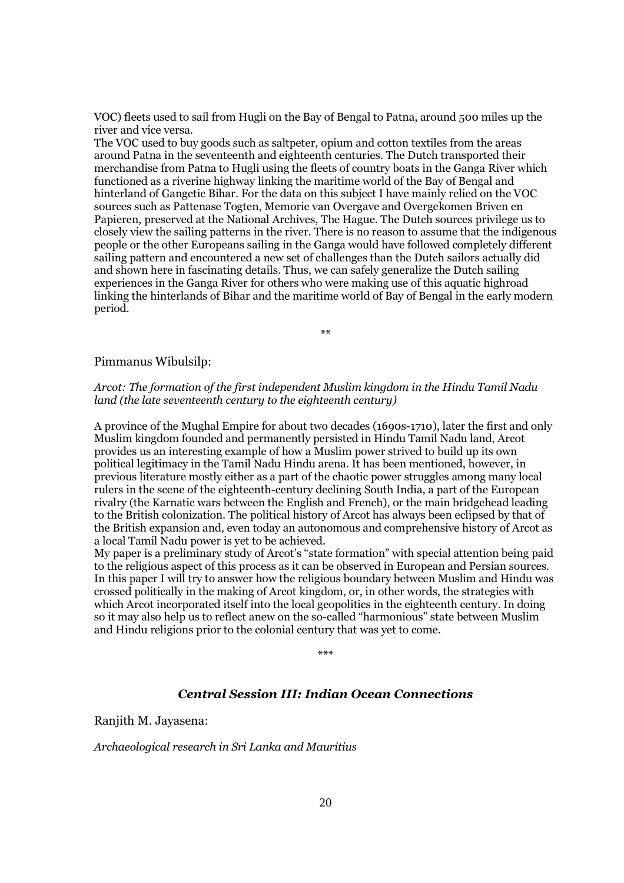VOC) fleets used to sail from Hugli on the Bay of Bengal to Patna, around 500 miles up the river and vice versa.

The VOC used to buy goods such as saltpeter, opium and cotton textiles from the areas around Patna in the seventeenth and eighteenth centuries. The Dutch transported their merchandise from Patna to Hugli using the fleets of country boats in the Ganga River which functioned as a riverine highway linking the maritime world of the Bay of Bengal and hinterland of Gangetic Bihar. For the data on this subject I have mainly relied on the VOC sources such as Pattenase Togten, Memorie van Overgave and Overgekomen Briven en Papieren, preserved at the National Archives, The Hague. The Dutch sources privilege us to closely view the sailing patterns in the river. There is no reason to assume that the indigenous people or the other Europeans sailing in the Ganga would have followed completely different sailing pattern and encountered a new set of challenges than the Dutch sailors actually did and shown here in fascinating details. Thus, we can safely generalize the Dutch sailing experiences in the Ganga River for others who were making use of this aquatic highroad linking the hinterlands of Bihar and the maritime world of Bay of Bengal in the early modern period.

**

Pimmanus Wibulsilp:

*Arcot: The formation of the first independent Muslim kingdom in the Hindu Tamil Nadu land (the late seventeenth century to the eighteenth century)*

A province of the Mughal Empire for about two decades (1690s-1710), later the first and only Muslim kingdom founded and permanently persisted in Hindu Tamil Nadu land, Arcot provides us an interesting example of how a Muslim power strived to build up its own political legitimacy in the Tamil Nadu Hindu arena. It has been mentioned, however, in previous literature mostly either as a part of the chaotic power struggles among many local rulers in the scene of the eighteenth-century declining South India, a part of the European rivalry (the Karnatic wars between the English and French), or the main bridgehead leading to the British colonization. The political history of Arcot has always been eclipsed by that of the British expansion and, even today an autonomous and comprehensive history of Arcot as a local Tamil Nadu power is yet to be achieved.

My paper is a preliminary study of Arcot's "state formation" with special attention being paid to the religious aspect of this process as it can be observed in European and Persian sources. In this paper I will try to answer how the religious boundary between Muslim and Hindu was crossed politically in the making of Arcot kingdom, or, in other words, the strategies with which Arcot incorporated itself into the local geopolitics in the eighteenth century. In doing so it may also help us to reflect anew on the so-called "harmonious" state between Muslim and Hindu religions prior to the colonial century that was yet to come.

***

### *Central Session III: Indian Ocean Connections*

Ranjith M. Jayasena:

*Archaeological research in Sri Lanka and Mauritius*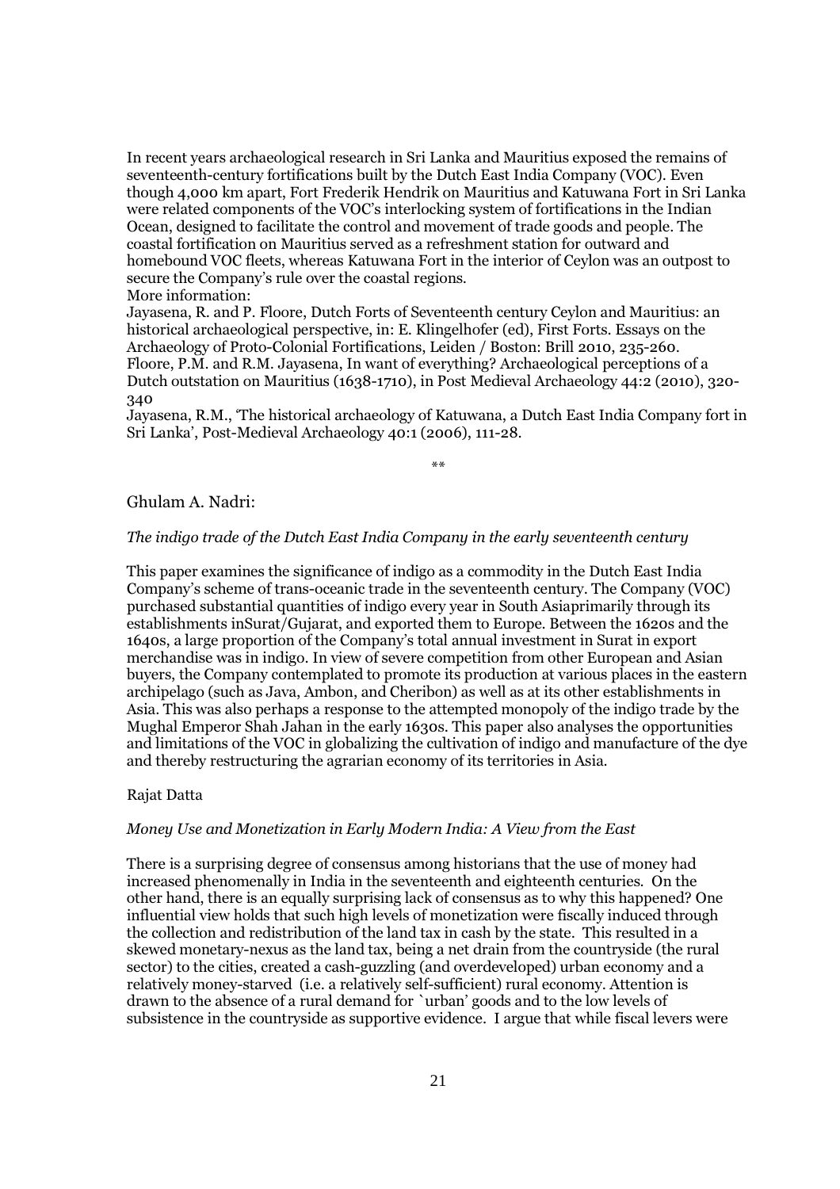In recent years archaeological research in Sri Lanka and Mauritius exposed the remains of seventeenth-century fortifications built by the Dutch East India Company (VOC). Even though 4,000 km apart, Fort Frederik Hendrik on Mauritius and Katuwana Fort in Sri Lanka were related components of the VOC's interlocking system of fortifications in the Indian Ocean, designed to facilitate the control and movement of trade goods and people. The coastal fortification on Mauritius served as a refreshment station for outward and homebound VOC fleets, whereas Katuwana Fort in the interior of Ceylon was an outpost to secure the Company's rule over the coastal regions.

More information:

Jayasena, R. and P. Floore, Dutch Forts of Seventeenth century Ceylon and Mauritius: an historical archaeological perspective, in: E. Klingelhofer (ed), First Forts. Essays on the Archaeology of Proto-Colonial Fortifications, Leiden / Boston: Brill 2010, 235-260.

Floore, P.M. and R.M. Jayasena, In want of everything? Archaeological perceptions of a Dutch outstation on Mauritius (1638-1710), in Post Medieval Archaeology 44:2 (2010), 320-340

Jayasena, R.M., 'The historical archaeology of Katuwana, a Dutch East India Company fort in Sri Lanka', Post-Medieval Archaeology 40:1 (2006), 111-28.

**

## Ghulam A. Nadri:

*The indigo trade of the Dutch East India Company in the early seventeenth century*

This paper examines the significance of indigo as a commodity in the Dutch East India Company's scheme of trans-oceanic trade in the seventeenth century. The Company (VOC) purchased substantial quantities of indigo every year in South Asiaprimarily through its establishments inSurat/Gujarat, and exported them to Europe. Between the 1620s and the 1640s, a large proportion of the Company's total annual investment in Surat in export merchandise was in indigo. In view of severe competition from other European and Asian buyers, the Company contemplated to promote its production at various places in the eastern archipelago (such as Java, Ambon, and Cheribon) as well as at its other establishments in Asia. This was also perhaps a response to the attempted monopoly of the indigo trade by the Mughal Emperor Shah Jahan in the early 1630s. This paper also analyses the opportunities and limitations of the VOC in globalizing the cultivation of indigo and manufacture of the dye and thereby restructuring the agrarian economy of its territories in Asia.

## Rajat Datta

*Money Use and Monetization in Early Modern India: A View from the East*

There is a surprising degree of consensus among historians that the use of money had increased phenomenally in India in the seventeenth and eighteenth centuries. On the other hand, there is an equally surprising lack of consensus as to why this happened? One influential view holds that such high levels of monetization were fiscally induced through the collection and redistribution of the land tax in cash by the state. This resulted in a skewed monetary-nexus as the land tax, being a net drain from the countryside (the rural sector) to the cities, created a cash-guzzling (and overdeveloped) urban economy and a relatively money-starved (i.e. a relatively self-sufficient) rural economy. Attention is drawn to the absence of a rural demand for `urban' goods and to the low levels of subsistence in the countryside as supportive evidence. I argue that while fiscal levers were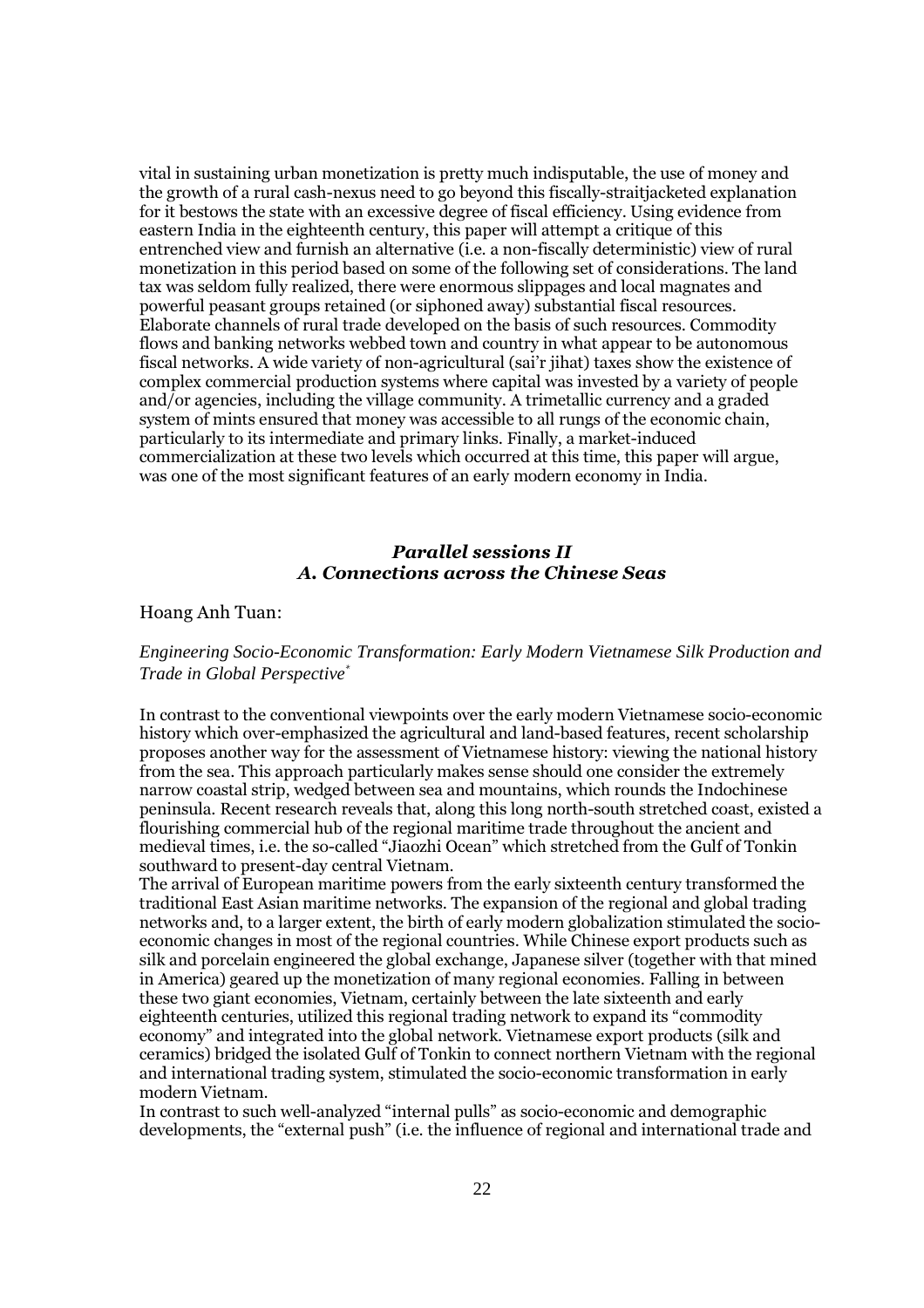vital in sustaining urban monetization is pretty much indisputable, the use of money and the growth of a rural cash-nexus need to go beyond this fiscally-straitjacketed explanation for it bestows the state with an excessive degree of fiscal efficiency. Using evidence from eastern India in the eighteenth century, this paper will attempt a critique of this entrenched view and furnish an alternative (i.e. a non-fiscally deterministic) view of rural monetization in this period based on some of the following set of considerations. The land tax was seldom fully realized, there were enormous slippages and local magnates and powerful peasant groups retained (or siphoned away) substantial fiscal resources. Elaborate channels of rural trade developed on the basis of such resources. Commodity flows and banking networks webbed town and country in what appear to be autonomous fiscal networks. A wide variety of non-agricultural (sai'r jihat) taxes show the existence of complex commercial production systems where capital was invested by a variety of people and/or agencies, including the village community. A trimetallic currency and a graded system of mints ensured that money was accessible to all rungs of the economic chain, particularly to its intermediate and primary links. Finally, a market-induced commercialization at these two levels which occurred at this time, this paper will argue, was one of the most significant features of an early modern economy in India.

## *Parallel sessions II*
## *A. Connections across the Chinese Seas*

Hoang Anh Tuan:

*Engineering Socio-Economic Transformation: Early Modern Vietnamese Silk Production and Trade in Global Perspective*[*]

In contrast to the conventional viewpoints over the early modern Vietnamese socio-economic history which over-emphasized the agricultural and land-based features, recent scholarship proposes another way for the assessment of Vietnamese history: viewing the national history from the sea. This approach particularly makes sense should one consider the extremely narrow coastal strip, wedged between sea and mountains, which rounds the Indochinese peninsula. Recent research reveals that, along this long north-south stretched coast, existed a flourishing commercial hub of the regional maritime trade throughout the ancient and medieval times, i.e. the so-called "Jiaozhi Ocean" which stretched from the Gulf of Tonkin southward to present-day central Vietnam.

The arrival of European maritime powers from the early sixteenth century transformed the traditional East Asian maritime networks. The expansion of the regional and global trading networks and, to a larger extent, the birth of early modern globalization stimulated the socio-economic changes in most of the regional countries. While Chinese export products such as silk and porcelain engineered the global exchange, Japanese silver (together with that mined in America) geared up the monetization of many regional economies. Falling in between these two giant economies, Vietnam, certainly between the late sixteenth and early eighteenth centuries, utilized this regional trading network to expand its "commodity economy" and integrated into the global network. Vietnamese export products (silk and ceramics) bridged the isolated Gulf of Tonkin to connect northern Vietnam with the regional and international trading system, stimulated the socio-economic transformation in early modern Vietnam.

In contrast to such well-analyzed "internal pulls" as socio-economic and demographic developments, the "external push" (i.e. the influence of regional and international trade and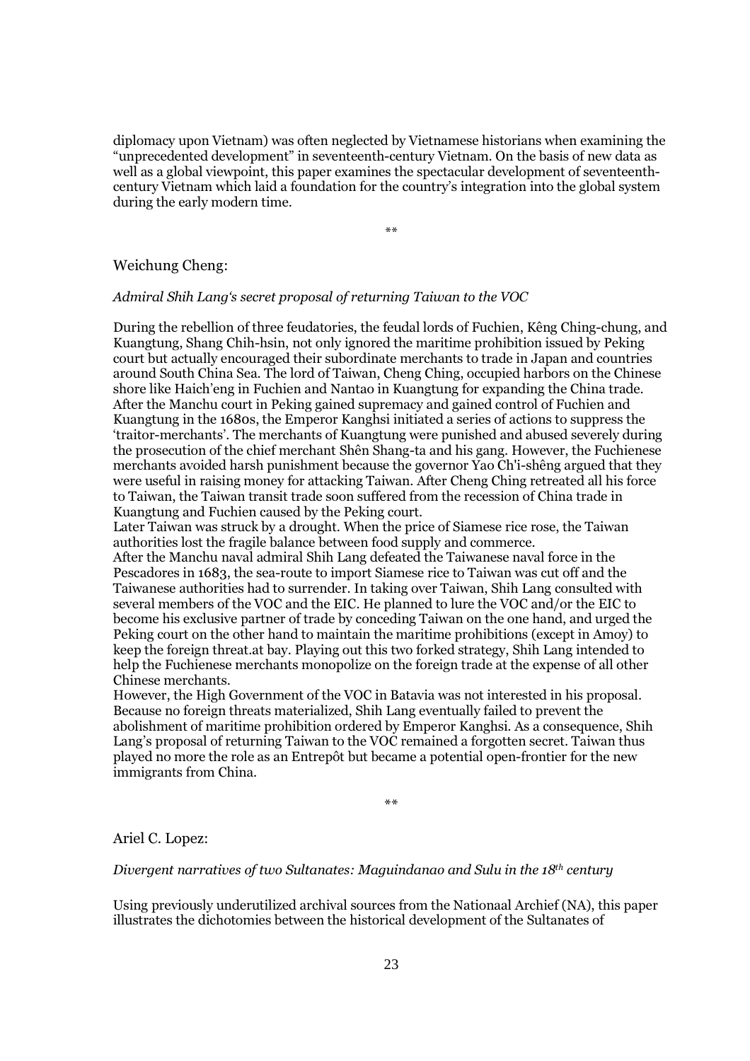diplomacy upon Vietnam) was often neglected by Vietnamese historians when examining the "unprecedented development" in seventeenth-century Vietnam. On the basis of new data as well as a global viewpoint, this paper examines the spectacular development of seventeenth-century Vietnam which laid a foundation for the country's integration into the global system during the early modern time.

**

Weichung Cheng:

*Admiral Shih Lang's secret proposal of returning Taiwan to the VOC*

During the rebellion of three feudatories, the feudal lords of Fuchien, Kêng Ching-chung, and Kuangtung, Shang Chih-hsin, not only ignored the maritime prohibition issued by Peking court but actually encouraged their subordinate merchants to trade in Japan and countries around South China Sea. The lord of Taiwan, Cheng Ching, occupied harbors on the Chinese shore like Haich'eng in Fuchien and Nantao in Kuangtung for expanding the China trade. After the Manchu court in Peking gained supremacy and gained control of Fuchien and Kuangtung in the 1680s, the Emperor Kanghsi initiated a series of actions to suppress the 'traitor-merchants'. The merchants of Kuangtung were punished and abused severely during the prosecution of the chief merchant Shên Shang-ta and his gang. However, the Fuchienese merchants avoided harsh punishment because the governor Yao Ch'i-shêng argued that they were useful in raising money for attacking Taiwan. After Cheng Ching retreated all his force to Taiwan, the Taiwan transit trade soon suffered from the recession of China trade in Kuangtung and Fuchien caused by the Peking court.
Later Taiwan was struck by a drought. When the price of Siamese rice rose, the Taiwan authorities lost the fragile balance between food supply and commerce.
After the Manchu naval admiral Shih Lang defeated the Taiwanese naval force in the Pescadores in 1683, the sea-route to import Siamese rice to Taiwan was cut off and the Taiwanese authorities had to surrender. In taking over Taiwan, Shih Lang consulted with several members of the VOC and the EIC. He planned to lure the VOC and/or the EIC to become his exclusive partner of trade by conceding Taiwan on the one hand, and urged the Peking court on the other hand to maintain the maritime prohibitions (except in Amoy) to keep the foreign threat.at bay. Playing out this two forked strategy, Shih Lang intended to help the Fuchienese merchants monopolize on the foreign trade at the expense of all other Chinese merchants.
However, the High Government of the VOC in Batavia was not interested in his proposal. Because no foreign threats materialized, Shih Lang eventually failed to prevent the abolishment of maritime prohibition ordered by Emperor Kanghsi. As a consequence, Shih Lang's proposal of returning Taiwan to the VOC remained a forgotten secret. Taiwan thus played no more the role as an Entrepôt but became a potential open-frontier for the new immigrants from China.

**

Ariel C. Lopez:

*Divergent narratives of two Sultanates: Maguindanao and Sulu in the 18th century*

Using previously underutilized archival sources from the Nationaal Archief (NA), this paper illustrates the dichotomies between the historical development of the Sultanates of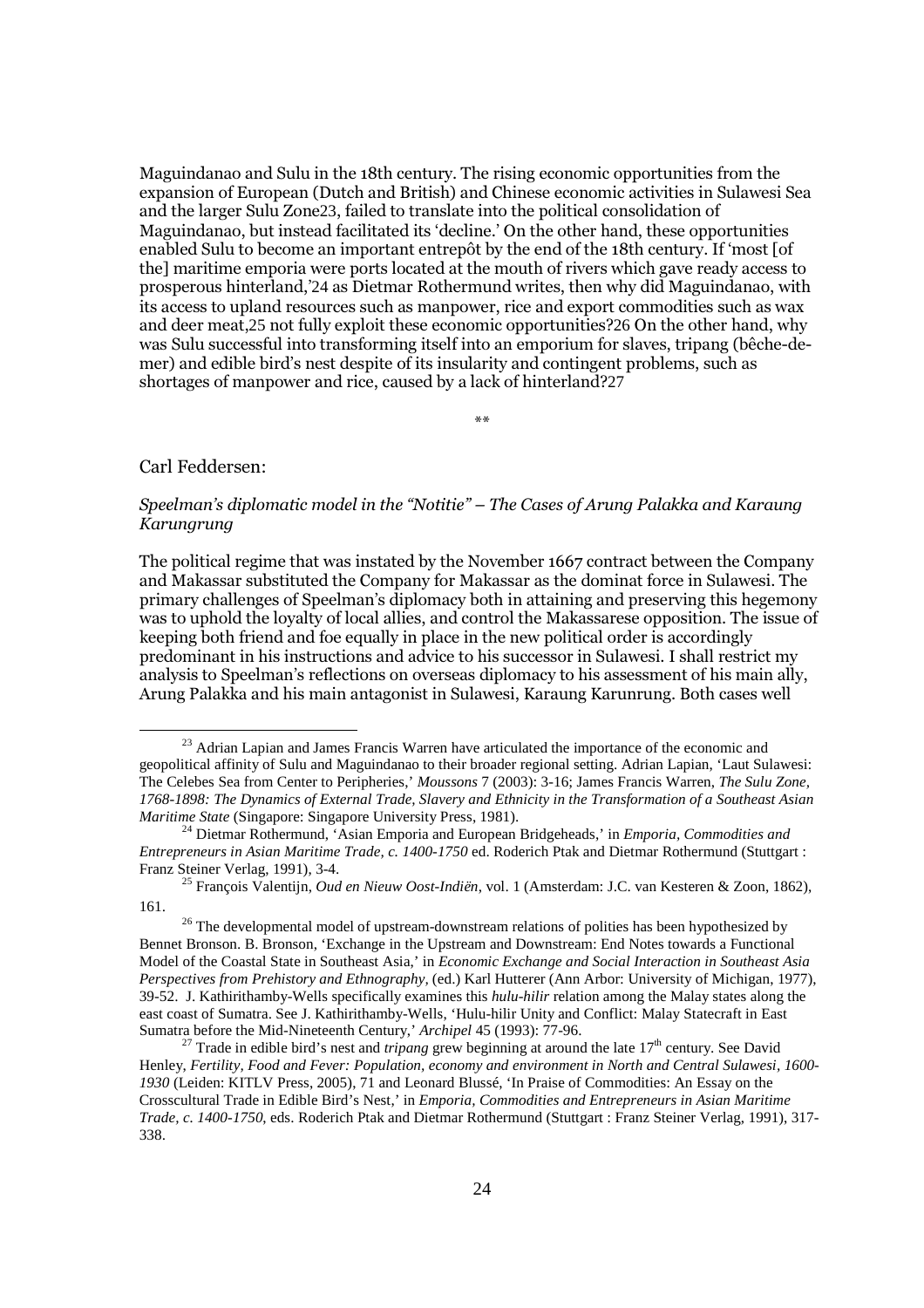Maguindanao and Sulu in the 18th century. The rising economic opportunities from the expansion of European (Dutch and British) and Chinese economic activities in Sulawesi Sea and the larger Sulu Zone[23], failed to translate into the political consolidation of Maguindanao, but instead facilitated its 'decline.' On the other hand, these opportunities enabled Sulu to become an important entrepôt by the end of the 18th century. If 'most [of the] maritime emporia were ports located at the mouth of rivers which gave ready access to prosperous hinterland,'[24] as Dietmar Rothermund writes, then why did Maguindanao, with its access to upland resources such as manpower, rice and export commodities such as wax and deer meat,[25] not fully exploit these economic opportunities?[26] On the other hand, why was Sulu successful into transforming itself into an emporium for slaves, tripang (bêche-de-mer) and edible bird's nest despite of its insularity and contingent problems, such as shortages of manpower and rice, caused by a lack of hinterland?[27]

\*\*

Carl Feddersen:

*Speelman's diplomatic model in the "Notitie" – The Cases of Arung Palakka and Karaung Karungrung*

The political regime that was instated by the November 1667 contract between the Company and Makassar substituted the Company for Makassar as the dominat force in Sulawesi. The primary challenges of Speelman's diplomacy both in attaining and preserving this hegemony was to uphold the loyalty of local allies, and control the Makassarese opposition. The issue of keeping both friend and foe equally in place in the new political order is accordingly predominant in his instructions and advice to his successor in Sulawesi. I shall restrict my analysis to Speelman's reflections on overseas diplomacy to his assessment of his main ally, Arung Palakka and his main antagonist in Sulawesi, Karaung Karunrung. Both cases well

---

[23] Adrian Lapian and James Francis Warren have articulated the importance of the economic and geopolitical affinity of Sulu and Maguindanao to their broader regional setting. Adrian Lapian, 'Laut Sulawesi: The Celebes Sea from Center to Peripheries,' *Moussons* 7 (2003): 3-16; James Francis Warren, *The Sulu Zone, 1768-1898: The Dynamics of External Trade, Slavery and Ethnicity in the Transformation of a Southeast Asian Maritime State* (Singapore: Singapore University Press, 1981).

[24] Dietmar Rothermund, 'Asian Emporia and European Bridgeheads,' in *Emporia, Commodities and Entrepreneurs in Asian Maritime Trade, c. 1400-1750* ed. Roderich Ptak and Dietmar Rothermund (Stuttgart : Franz Steiner Verlag, 1991), 3-4.

[25] François Valentijn, *Oud en Nieuw Oost-Indiën*, vol. 1 (Amsterdam: J.C. van Kesteren & Zoon, 1862), 161.

[26] The developmental model of upstream-downstream relations of polities has been hypothesized by Bennet Bronson. B. Bronson, 'Exchange in the Upstream and Downstream: End Notes towards a Functional Model of the Coastal State in Southeast Asia,' in *Economic Exchange and Social Interaction in Southeast Asia Perspectives from Prehistory and Ethnography*, (ed.) Karl Hutterer (Ann Arbor: University of Michigan, 1977), 39-52. J. Kathirithamby-Wells specifically examines this *hulu-hilir* relation among the Malay states along the east coast of Sumatra. See J. Kathirithamby-Wells, 'Hulu-hilir Unity and Conflict: Malay Statecraft in East Sumatra before the Mid-Nineteenth Century,' *Archipel* 45 (1993): 77-96.

[27] Trade in edible bird's nest and *tripang* grew beginning at around the late 17th century. See David Henley, *Fertility, Food and Fever: Population, economy and environment in North and Central Sulawesi, 1600-1930* (Leiden: KITLV Press, 2005), 71 and Leonard Blussé, 'In Praise of Commodities: An Essay on the Crosscultural Trade in Edible Bird's Nest,' in *Emporia, Commodities and Entrepreneurs in Asian Maritime Trade, c. 1400-1750*, eds. Roderich Ptak and Dietmar Rothermund (Stuttgart : Franz Steiner Verlag, 1991), 317-338.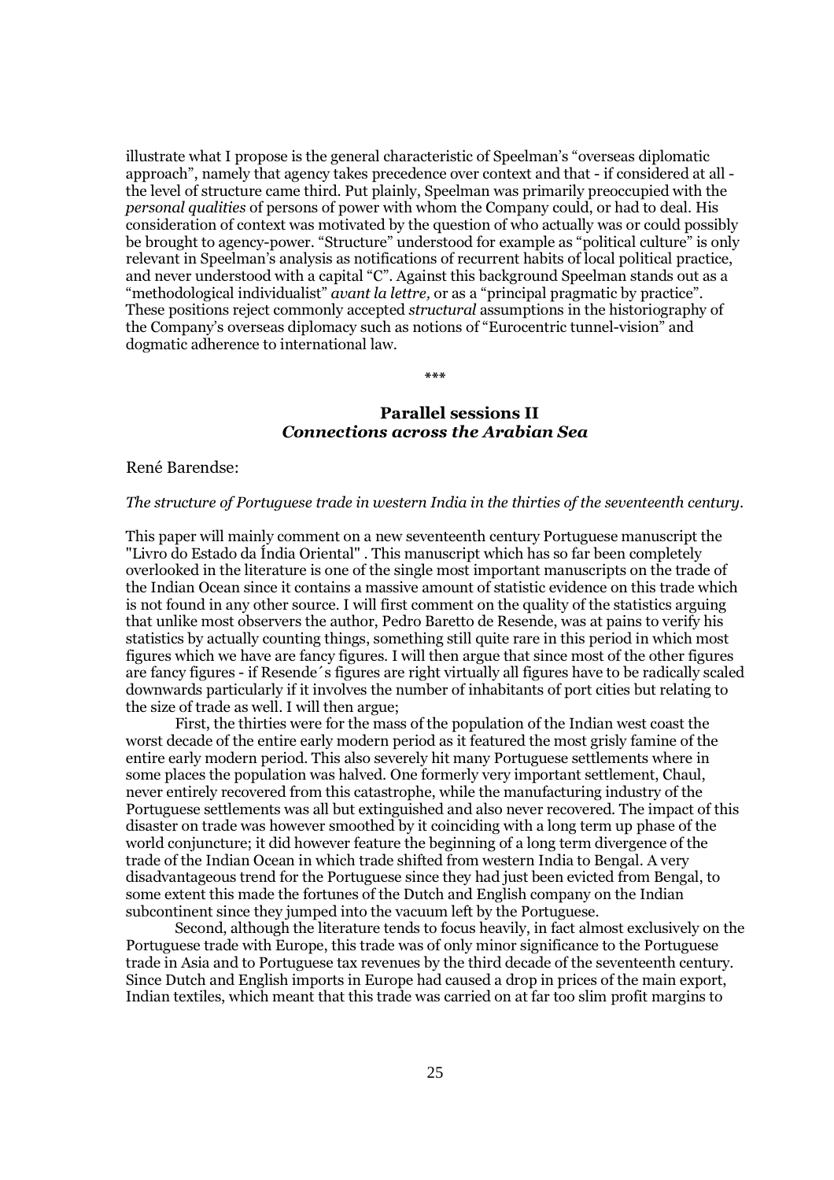illustrate what I propose is the general characteristic of Speelman's "overseas diplomatic approach", namely that agency takes precedence over context and that - if considered at all - the level of structure came third. Put plainly, Speelman was primarily preoccupied with the *personal qualities* of persons of power with whom the Company could, or had to deal. His consideration of context was motivated by the question of who actually was or could possibly be brought to agency-power. "Structure" understood for example as "political culture" is only relevant in Speelman's analysis as notifications of recurrent habits of local political practice, and never understood with a capital "C". Against this background Speelman stands out as a "methodological individualist" *avant la lettre,* or as a "principal pragmatic by practice". These positions reject commonly accepted *structural* assumptions in the historiography of the Company's overseas diplomacy such as notions of "Eurocentric tunnel-vision" and dogmatic adherence to international law.

\*\*\*

### Parallel sessions II
### *Connections across the Arabian Sea*

René Barendse:

*The structure of Portuguese trade in western India in the thirties of the seventeenth century.*

This paper will mainly comment on a new seventeenth century Portuguese manuscript the "Livro do Estado da Índia Oriental" . This manuscript which has so far been completely overlooked in the literature is one of the single most important manuscripts on the trade of the Indian Ocean since it contains a massive amount of statistic evidence on this trade which is not found in any other source. I will first comment on the quality of the statistics arguing that unlike most observers the author, Pedro Baretto de Resende, was at pains to verify his statistics by actually counting things, something still quite rare in this period in which most figures which we have are fancy figures. I will then argue that since most of the other figures are fancy figures - if Resende´s figures are right virtually all figures have to be radically scaled downwards particularly if it involves the number of inhabitants of port cities but relating to the size of trade as well. I will then argue;

First, the thirties were for the mass of the population of the Indian west coast the worst decade of the entire early modern period as it featured the most grisly famine of the entire early modern period. This also severely hit many Portuguese settlements where in some places the population was halved. One formerly very important settlement, Chaul, never entirely recovered from this catastrophe, while the manufacturing industry of the Portuguese settlements was all but extinguished and also never recovered. The impact of this disaster on trade was however smoothed by it coinciding with a long term up phase of the world conjuncture; it did however feature the beginning of a long term divergence of the trade of the Indian Ocean in which trade shifted from western India to Bengal. A very disadvantageous trend for the Portuguese since they had just been evicted from Bengal, to some extent this made the fortunes of the Dutch and English company on the Indian subcontinent since they jumped into the vacuum left by the Portuguese.

Second, although the literature tends to focus heavily, in fact almost exclusively on the Portuguese trade with Europe, this trade was of only minor significance to the Portuguese trade in Asia and to Portuguese tax revenues by the third decade of the seventeenth century. Since Dutch and English imports in Europe had caused a drop in prices of the main export, Indian textiles, which meant that this trade was carried on at far too slim profit margins to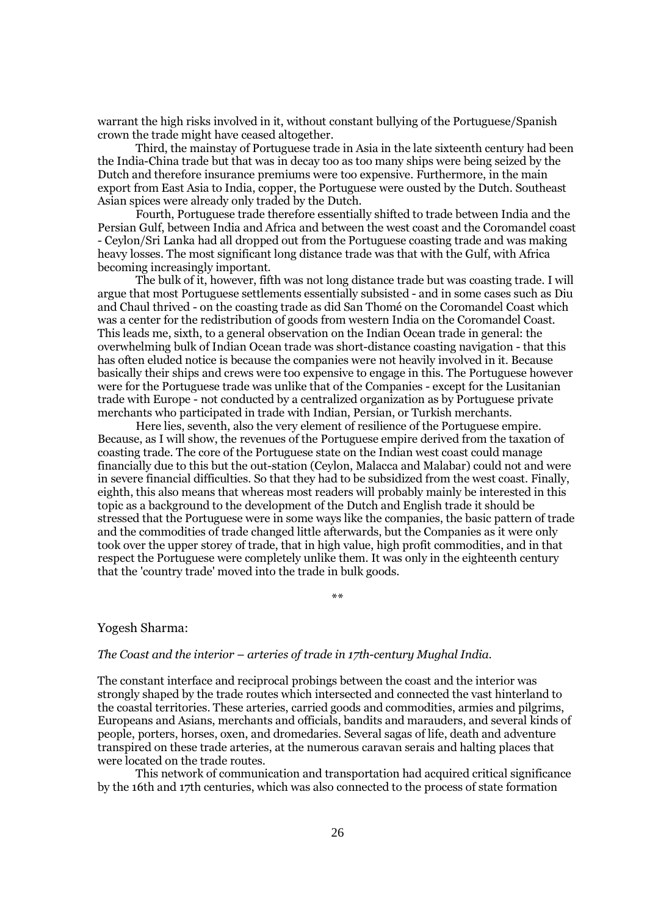warrant the high risks involved in it, without constant bullying of the Portuguese/Spanish crown the trade might have ceased altogether.

Third, the mainstay of Portuguese trade in Asia in the late sixteenth century had been the India-China trade but that was in decay too as too many ships were being seized by the Dutch and therefore insurance premiums were too expensive. Furthermore, in the main export from East Asia to India, copper, the Portuguese were ousted by the Dutch. Southeast Asian spices were already only traded by the Dutch.

Fourth, Portuguese trade therefore essentially shifted to trade between India and the Persian Gulf, between India and Africa and between the west coast and the Coromandel coast - Ceylon/Sri Lanka had all dropped out from the Portuguese coasting trade and was making heavy losses. The most significant long distance trade was that with the Gulf, with Africa becoming increasingly important.

The bulk of it, however, fifth was not long distance trade but was coasting trade. I will argue that most Portuguese settlements essentially subsisted - and in some cases such as Diu and Chaul thrived - on the coasting trade as did San Thomé on the Coromandel Coast which was a center for the redistribution of goods from western India on the Coromandel Coast. This leads me, sixth, to a general observation on the Indian Ocean trade in general: the overwhelming bulk of Indian Ocean trade was short-distance coasting navigation - that this has often eluded notice is because the companies were not heavily involved in it. Because basically their ships and crews were too expensive to engage in this. The Portuguese however were for the Portuguese trade was unlike that of the Companies - except for the Lusitanian trade with Europe - not conducted by a centralized organization as by Portuguese private merchants who participated in trade with Indian, Persian, or Turkish merchants.

Here lies, seventh, also the very element of resilience of the Portuguese empire. Because, as I will show, the revenues of the Portuguese empire derived from the taxation of coasting trade. The core of the Portuguese state on the Indian west coast could manage financially due to this but the out-station (Ceylon, Malacca and Malabar) could not and were in severe financial difficulties. So that they had to be subsidized from the west coast. Finally, eighth, this also means that whereas most readers will probably mainly be interested in this topic as a background to the development of the Dutch and English trade it should be stressed that the Portuguese were in some ways like the companies, the basic pattern of trade and the commodities of trade changed little afterwards, but the Companies as it were only took over the upper storey of trade, that in high value, high profit commodities, and in that respect the Portuguese were completely unlike them. It was only in the eighteenth century that the 'country trade' moved into the trade in bulk goods.

**

Yogesh Sharma:

*The Coast and the interior – arteries of trade in 17th-century Mughal India.*

The constant interface and reciprocal probings between the coast and the interior was strongly shaped by the trade routes which intersected and connected the vast hinterland to the coastal territories. These arteries, carried goods and commodities, armies and pilgrims, Europeans and Asians, merchants and officials, bandits and marauders, and several kinds of people, porters, horses, oxen, and dromedaries. Several sagas of life, death and adventure transpired on these trade arteries, at the numerous caravan serais and halting places that were located on the trade routes.

This network of communication and transportation had acquired critical significance by the 16th and 17th centuries, which was also connected to the process of state formation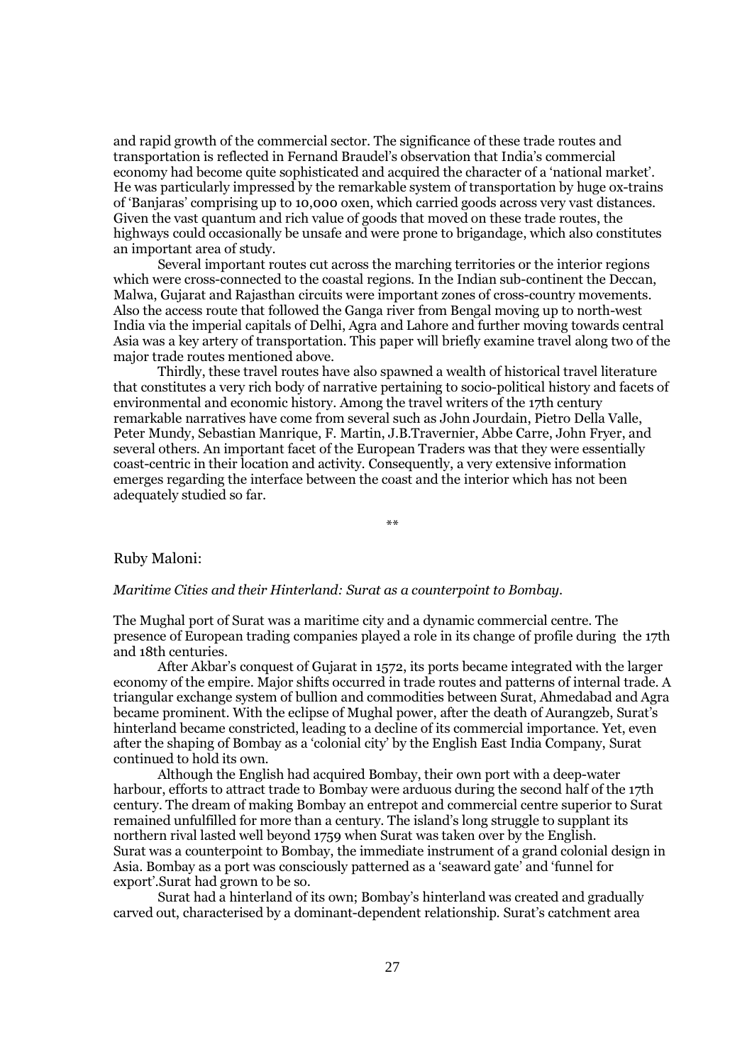and rapid growth of the commercial sector. The significance of these trade routes and transportation is reflected in Fernand Braudel's observation that India's commercial economy had become quite sophisticated and acquired the character of a 'national market'. He was particularly impressed by the remarkable system of transportation by huge ox-trains of 'Banjaras' comprising up to 10,000 oxen, which carried goods across very vast distances. Given the vast quantum and rich value of goods that moved on these trade routes, the highways could occasionally be unsafe and were prone to brigandage, which also constitutes an important area of study.

Several important routes cut across the marching territories or the interior regions which were cross-connected to the coastal regions. In the Indian sub-continent the Deccan, Malwa, Gujarat and Rajasthan circuits were important zones of cross-country movements. Also the access route that followed the Ganga river from Bengal moving up to north-west India via the imperial capitals of Delhi, Agra and Lahore and further moving towards central Asia was a key artery of transportation. This paper will briefly examine travel along two of the major trade routes mentioned above.

Thirdly, these travel routes have also spawned a wealth of historical travel literature that constitutes a very rich body of narrative pertaining to socio-political history and facets of environmental and economic history. Among the travel writers of the 17th century remarkable narratives have come from several such as John Jourdain, Pietro Della Valle, Peter Mundy, Sebastian Manrique, F. Martin, J.B.Travernier, Abbe Carre, John Fryer, and several others. An important facet of the European Traders was that they were essentially coast-centric in their location and activity. Consequently, a very extensive information emerges regarding the interface between the coast and the interior which has not been adequately studied so far.

**

Ruby Maloni:

*Maritime Cities and their Hinterland: Surat as a counterpoint to Bombay.*

The Mughal port of Surat was a maritime city and a dynamic commercial centre. The presence of European trading companies played a role in its change of profile during the 17th and 18th centuries.

After Akbar's conquest of Gujarat in 1572, its ports became integrated with the larger economy of the empire. Major shifts occurred in trade routes and patterns of internal trade. A triangular exchange system of bullion and commodities between Surat, Ahmedabad and Agra became prominent. With the eclipse of Mughal power, after the death of Aurangzeb, Surat's hinterland became constricted, leading to a decline of its commercial importance. Yet, even after the shaping of Bombay as a 'colonial city' by the English East India Company, Surat continued to hold its own.

Although the English had acquired Bombay, their own port with a deep-water harbour, efforts to attract trade to Bombay were arduous during the second half of the 17th century. The dream of making Bombay an entrepot and commercial centre superior to Surat remained unfulfilled for more than a century. The island's long struggle to supplant its northern rival lasted well beyond 1759 when Surat was taken over by the English. Surat was a counterpoint to Bombay, the immediate instrument of a grand colonial design in Asia. Bombay as a port was consciously patterned as a 'seaward gate' and 'funnel for export'.Surat had grown to be so.

Surat had a hinterland of its own; Bombay's hinterland was created and gradually carved out, characterised by a dominant-dependent relationship. Surat's catchment area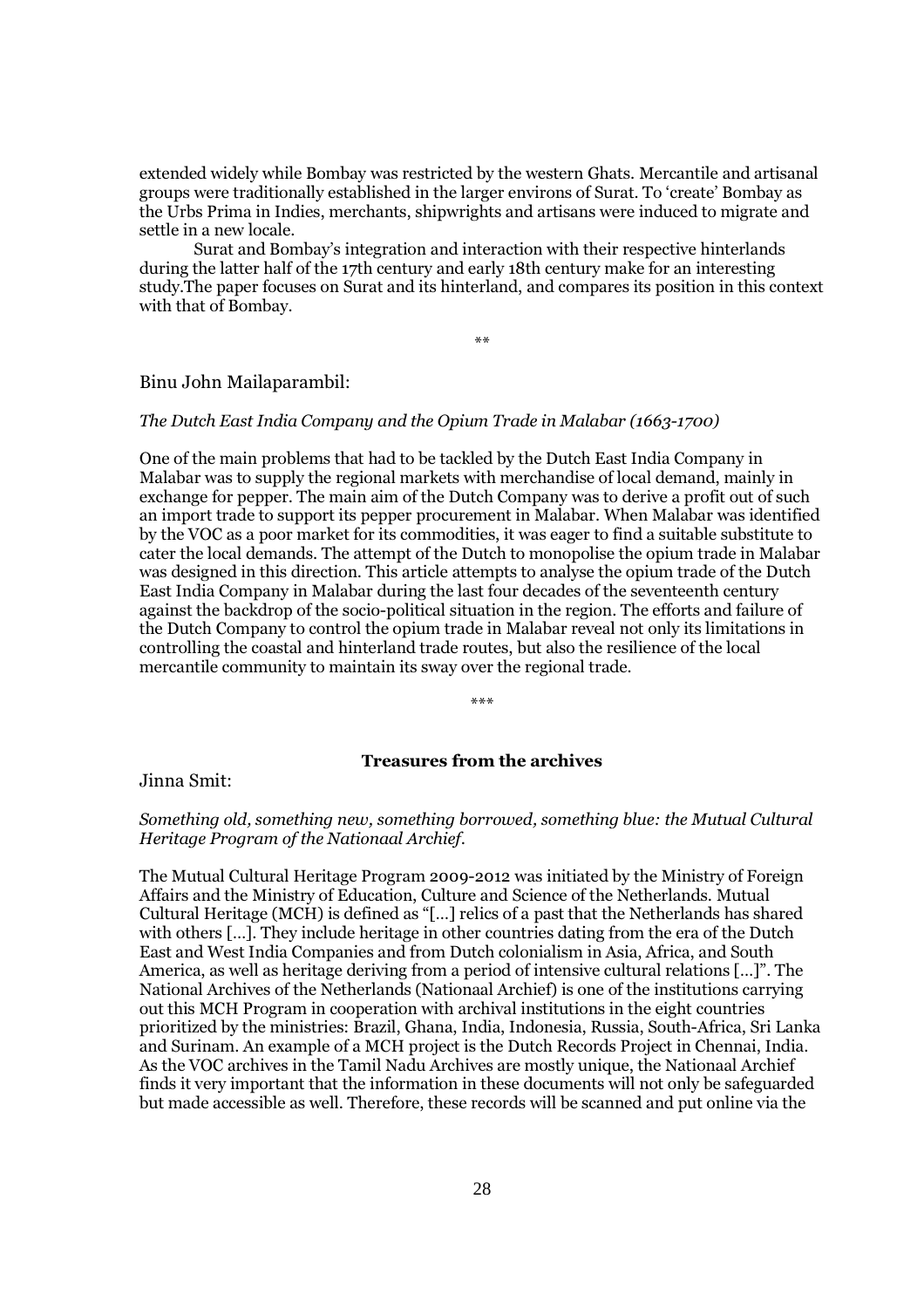extended widely while Bombay was restricted by the western Ghats. Mercantile and artisanal groups were traditionally established in the larger environs of Surat. To 'create' Bombay as the Urbs Prima in Indies, merchants, shipwrights and artisans were induced to migrate and settle in a new locale.

Surat and Bombay's integration and interaction with their respective hinterlands during the latter half of the 17th century and early 18th century make for an interesting study.The paper focuses on Surat and its hinterland, and compares its position in this context with that of Bombay.

\*\*

Binu John Mailaparambil:

*The Dutch East India Company and the Opium Trade in Malabar (1663-1700)*

One of the main problems that had to be tackled by the Dutch East India Company in Malabar was to supply the regional markets with merchandise of local demand, mainly in exchange for pepper. The main aim of the Dutch Company was to derive a profit out of such an import trade to support its pepper procurement in Malabar. When Malabar was identified by the VOC as a poor market for its commodities, it was eager to find a suitable substitute to cater the local demands. The attempt of the Dutch to monopolise the opium trade in Malabar was designed in this direction. This article attempts to analyse the opium trade of the Dutch East India Company in Malabar during the last four decades of the seventeenth century against the backdrop of the socio-political situation in the region. The efforts and failure of the Dutch Company to control the opium trade in Malabar reveal not only its limitations in controlling the coastal and hinterland trade routes, but also the resilience of the local mercantile community to maintain its sway over the regional trade.

\*\*\*

**Treasures from the archives**

Jinna Smit:

*Something old, something new, something borrowed, something blue: the Mutual Cultural Heritage Program of the Nationaal Archief.*

The Mutual Cultural Heritage Program 2009-2012 was initiated by the Ministry of Foreign Affairs and the Ministry of Education, Culture and Science of the Netherlands. Mutual Cultural Heritage (MCH) is defined as "[…] relics of a past that the Netherlands has shared with others […]. They include heritage in other countries dating from the era of the Dutch East and West India Companies and from Dutch colonialism in Asia, Africa, and South America, as well as heritage deriving from a period of intensive cultural relations […]". The National Archives of the Netherlands (Nationaal Archief) is one of the institutions carrying out this MCH Program in cooperation with archival institutions in the eight countries prioritized by the ministries: Brazil, Ghana, India, Indonesia, Russia, South-Africa, Sri Lanka and Surinam. An example of a MCH project is the Dutch Records Project in Chennai, India. As the VOC archives in the Tamil Nadu Archives are mostly unique, the Nationaal Archief finds it very important that the information in these documents will not only be safeguarded but made accessible as well. Therefore, these records will be scanned and put online via the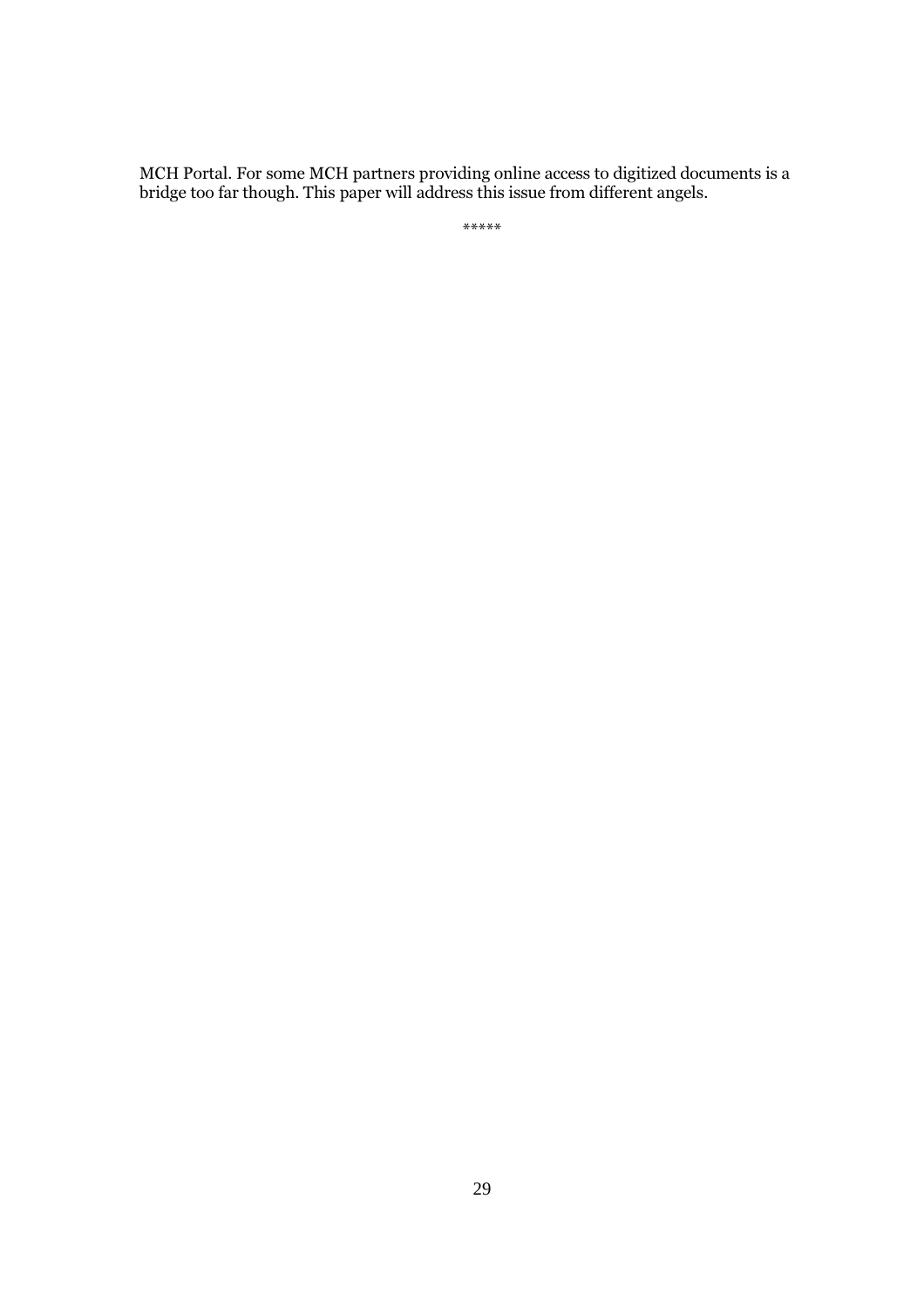MCH Portal. For some MCH partners providing online access to digitized documents is a bridge too far though. This paper will address this issue from different angels.

*****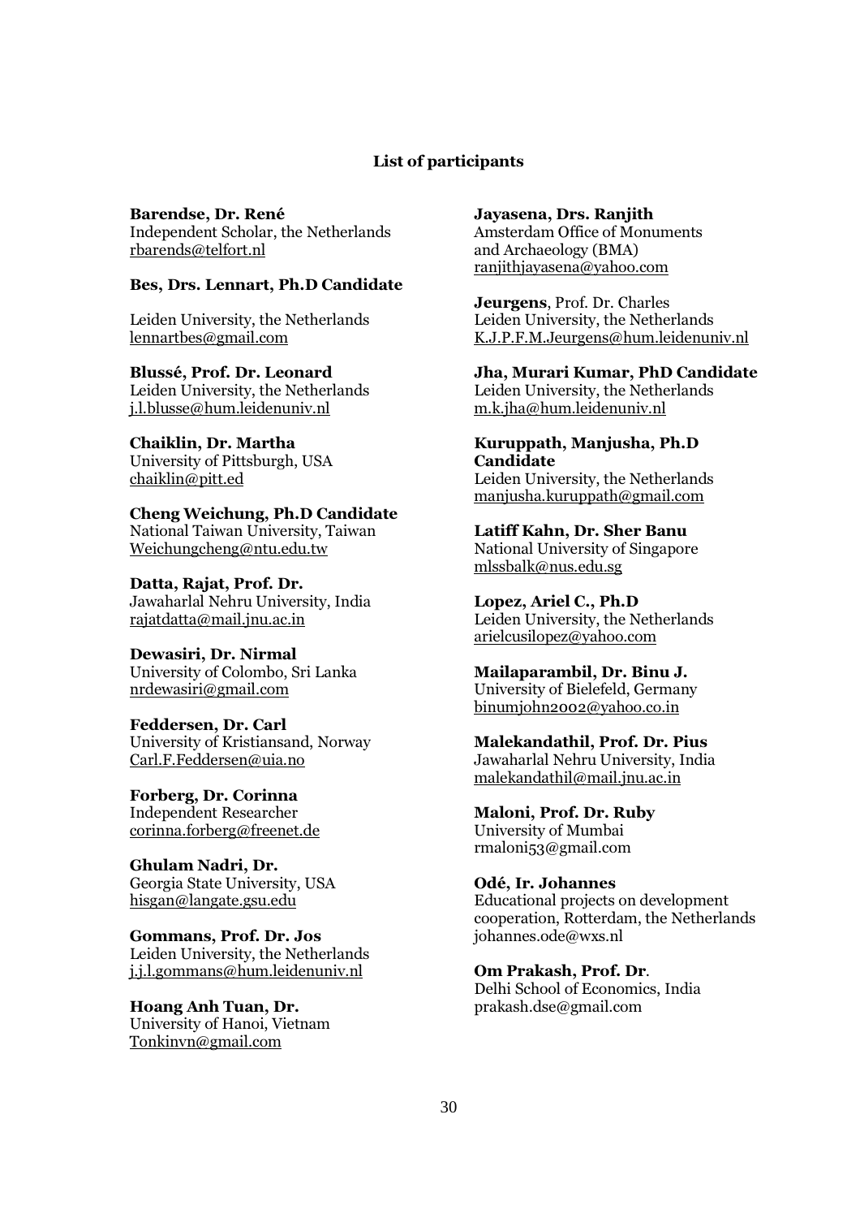### List of participants

**Barendse, Dr. René**
Independent Scholar, the Netherlands
rbarends@telfort.nl

**Bes, Drs. Lennart, Ph.D Candidate**

Leiden University, the Netherlands
lennartbes@gmail.com

**Blussé, Prof. Dr. Leonard**
Leiden University, the Netherlands
j.l.blusse@hum.leidenuniv.nl

**Chaiklin, Dr. Martha**
University of Pittsburgh, USA
chaiklin@pitt.ed

**Cheng Weichung, Ph.D Candidate**
National Taiwan University, Taiwan
Weichungcheng@ntu.edu.tw

**Datta, Rajat, Prof. Dr.**
Jawaharlal Nehru University, India
rajatdatta@mail.jnu.ac.in

**Dewasiri, Dr. Nirmal**
University of Colombo, Sri Lanka
nrdewasiri@gmail.com

**Feddersen, Dr. Carl**
University of Kristiansand, Norway
Carl.F.Feddersen@uia.no

**Forberg, Dr. Corinna**
Independent Researcher
corinna.forberg@freenet.de

**Ghulam Nadri, Dr.**
Georgia State University, USA
hisgan@langate.gsu.edu

**Gommans, Prof. Dr. Jos**
Leiden University, the Netherlands
j.j.l.gommans@hum.leidenuniv.nl

**Hoang Anh Tuan, Dr.**
University of Hanoi, Vietnam
Tonkinvn@gmail.com

**Jayasena, Drs. Ranjith**
Amsterdam Office of Monuments
and Archaeology (BMA)
ranjithjayasena@yahoo.com

**Jeurgens**, Prof. Dr. Charles
Leiden University, the Netherlands
K.J.P.F.M.Jeurgens@hum.leidenuniv.nl

**Jha, Murari Kumar, PhD Candidate**
Leiden University, the Netherlands
m.k.jha@hum.leidenuniv.nl

**Kuruppath, Manjusha, Ph.D Candidate**
Leiden University, the Netherlands
manjusha.kuruppath@gmail.com

**Latiff Kahn, Dr. Sher Banu**
National University of Singapore
mlssbalk@nus.edu.sg

**Lopez, Ariel C., Ph.D**
Leiden University, the Netherlands
arielcusilopez@yahoo.com

**Mailaparambil, Dr. Binu J.**
University of Bielefeld, Germany
binumjohn2002@yahoo.co.in

**Malekandathil, Prof. Dr. Pius**
Jawaharlal Nehru University, India
malekandathil@mail.jnu.ac.in

**Maloni, Prof. Dr. Ruby**
University of Mumbai
rmaloni53@gmail.com

**Odé, Ir. Johannes**
Educational projects on development cooperation, Rotterdam, the Netherlands
johannes.ode@wxs.nl

**Om Prakash, Prof. Dr**.
Delhi School of Economics, India
prakash.dse@gmail.com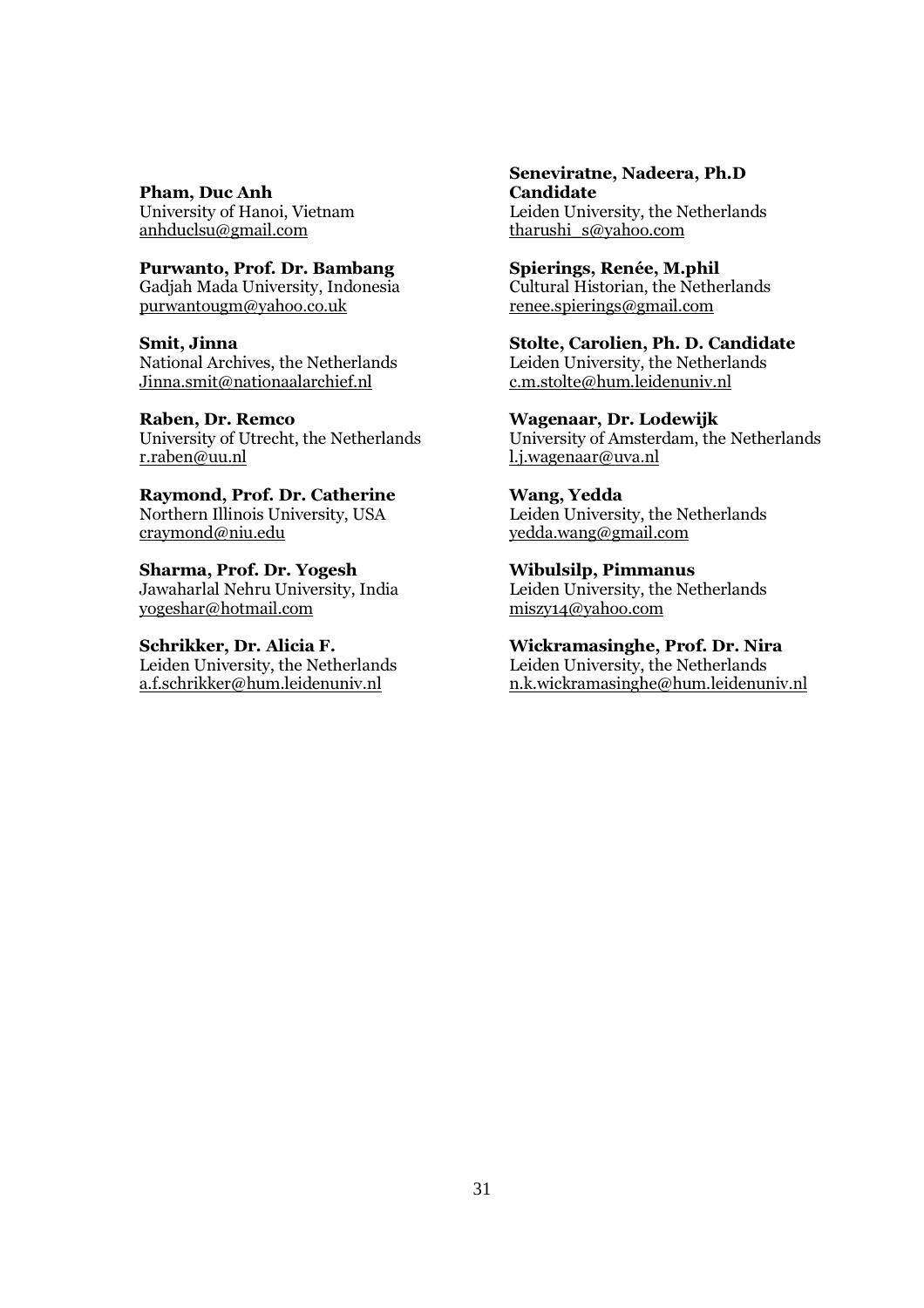**Pham, Duc Anh**
University of Hanoi, Vietnam
anhduclsu@gmail.com

**Purwanto, Prof. Dr. Bambang**
Gadjah Mada University, Indonesia
purwantougm@yahoo.co.uk

**Smit, Jinna**
National Archives, the Netherlands
Jinna.smit@nationaalarchief.nl

**Raben, Dr. Remco**
University of Utrecht, the Netherlands
r.raben@uu.nl

**Raymond, Prof. Dr. Catherine**
Northern Illinois University, USA
craymond@niu.edu

**Sharma, Prof. Dr. Yogesh**
Jawaharlal Nehru University, India
yogeshar@hotmail.com

**Schrikker, Dr. Alicia F.**
Leiden University, the Netherlands
a.f.schrikker@hum.leidenuniv.nl

**Seneviratne, Nadeera, Ph.D Candidate**
Leiden University, the Netherlands
tharushi_s@yahoo.com

**Spierings, Renée, M.phil**
Cultural Historian, the Netherlands
renee.spierings@gmail.com

**Stolte, Carolien, Ph. D. Candidate**
Leiden University, the Netherlands
c.m.stolte@hum.leidenuniv.nl

**Wagenaar, Dr. Lodewijk**
University of Amsterdam, the Netherlands
l.j.wagenaar@uva.nl

**Wang, Yedda**
Leiden University, the Netherlands
yedda.wang@gmail.com

**Wibulsilp, Pimmanus**
Leiden University, the Netherlands
miszy14@yahoo.com

**Wickramasinghe, Prof. Dr. Nira**
Leiden University, the Netherlands
n.k.wickramasinghe@hum.leidenuniv.nl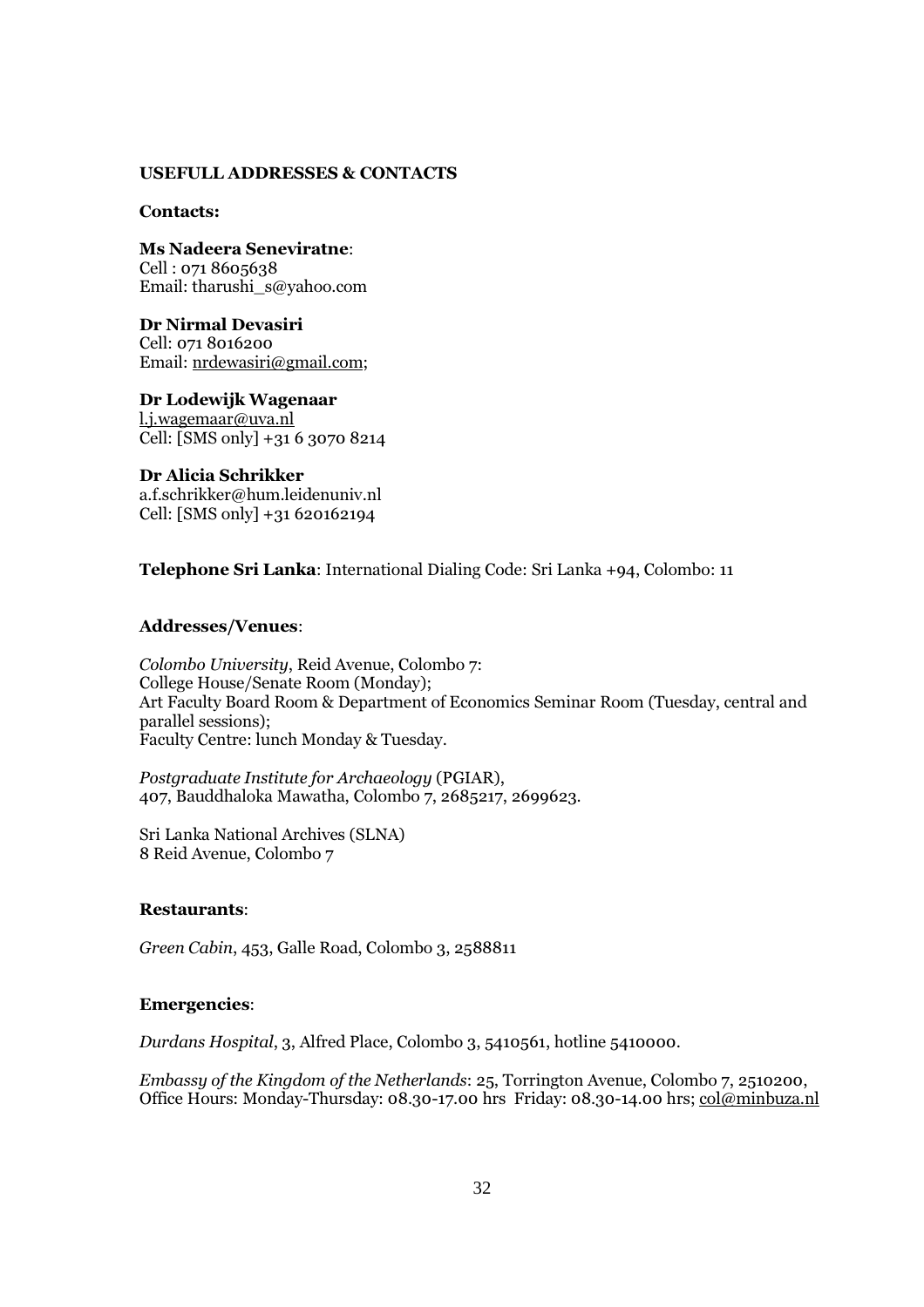**USEFULL ADDRESSES & CONTACTS**

**Contacts:**

**Ms Nadeera Seneviratne**:
Cell : 071 8605638
Email: tharushi_s@yahoo.com

**Dr Nirmal Devasiri**
Cell: 071 8016200
Email: nrdewasiri@gmail.com;

**Dr Lodewijk Wagenaar**
l.j.wagemaar@uva.nl
Cell: [SMS only] +31 6 3070 8214

**Dr Alicia Schrikker**
a.f.schrikker@hum.leidenuniv.nl
Cell: [SMS only] +31 620162194

**Telephone Sri Lanka**: International Dialing Code: Sri Lanka +94, Colombo: 11

**Addresses/Venues**:

*Colombo University*, Reid Avenue, Colombo 7:
College House/Senate Room (Monday);
Art Faculty Board Room & Department of Economics Seminar Room (Tuesday, central and parallel sessions);
Faculty Centre: lunch Monday & Tuesday.

*Postgraduate Institute for Archaeology* (PGIAR),
407, Bauddhaloka Mawatha, Colombo 7, 2685217, 2699623.

Sri Lanka National Archives (SLNA)
8 Reid Avenue, Colombo 7

**Restaurants**:

*Green Cabin*, 453, Galle Road, Colombo 3, 2588811

**Emergencies**:

*Durdans Hospital*, 3, Alfred Place, Colombo 3, 5410561, hotline 5410000.

*Embassy of the Kingdom of the Netherlands*: 25, Torrington Avenue, Colombo 7, 2510200, Office Hours: Monday-Thursday: 08.30-17.00 hrs Friday: 08.30-14.00 hrs; col@minbuza.nl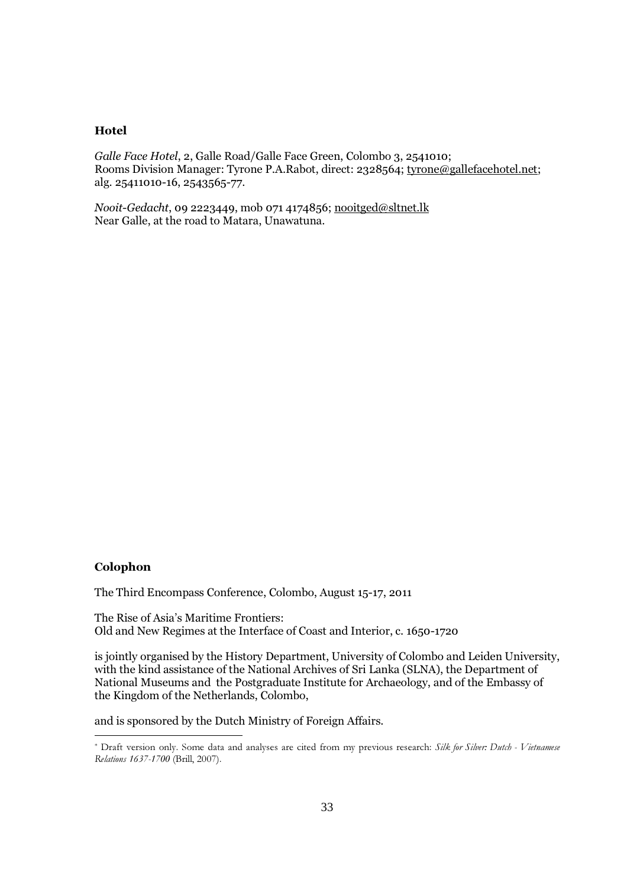### Hotel

*Galle Face Hotel*, 2, Galle Road/Galle Face Green, Colombo 3, 2541010;
Rooms Division Manager: Tyrone P.A.Rabot, direct: 2328564; tyrone@gallefacehotel.net;
alg. 25411010-16, 2543565-77.

*Nooit-Gedacht*, 09 2223449, mob 071 4174856; nooitged@sltnet.lk
Near Galle, at the road to Matara, Unawatuna.

### Colophon

The Third Encompass Conference, Colombo, August 15-17, 2011

The Rise of Asia's Maritime Frontiers:
Old and New Regimes at the Interface of Coast and Interior, c. 1650-1720

is jointly organised by the History Department, University of Colombo and Leiden University, with the kind assistance of the National Archives of Sri Lanka (SLNA), the Department of National Museums and the Postgraduate Institute for Archaeology, and of the Embassy of the Kingdom of the Netherlands, Colombo,

and is sponsored by the Dutch Ministry of Foreign Affairs.

---

[*] Draft version only. Some data and analyses are cited from my previous research: *Silk for Silver: Dutch - Vietnamese Relations 1637-1700* (Brill, 2007).